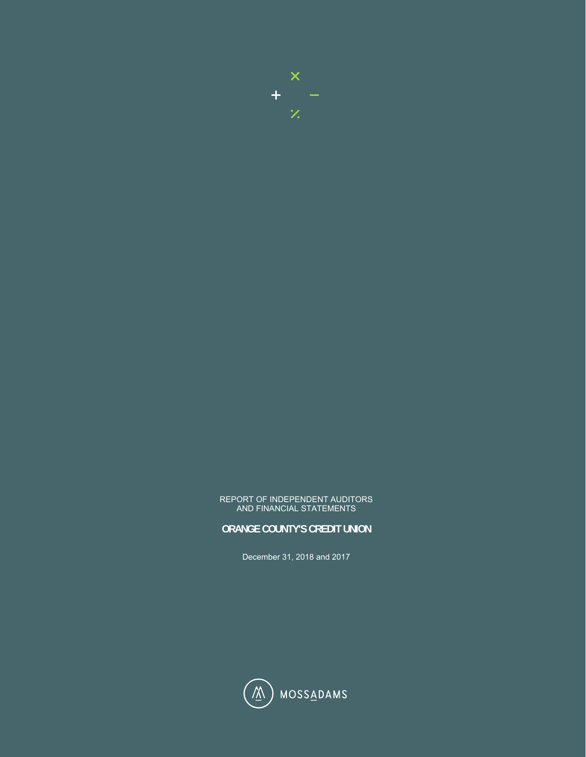REPORT OF INDEPENDENT AUDITORS
AND FINANCIAL STATEMENTS

**ORANGE COUNTY'S CREDIT UNION**

December 31, 2018 and 2017

MOSSADAMS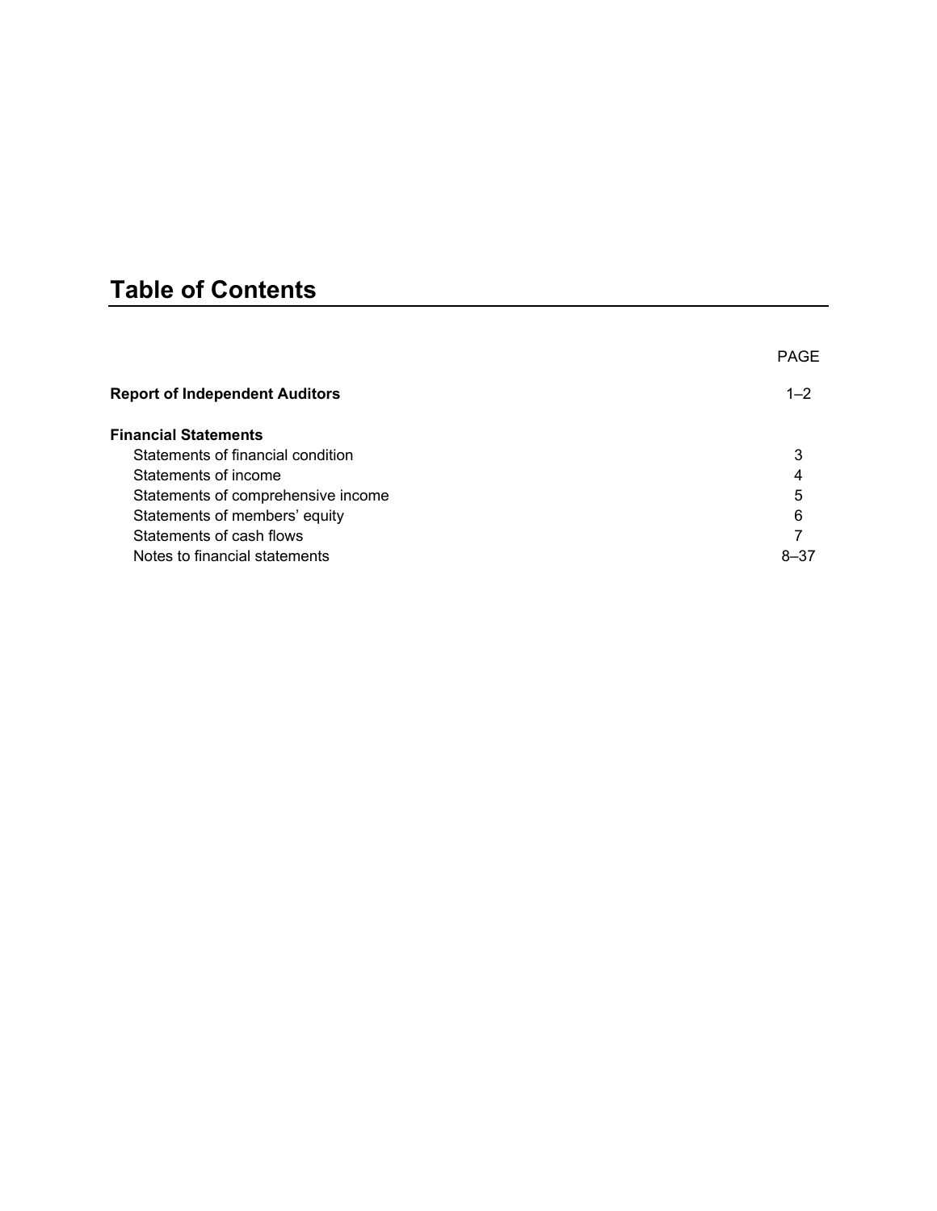# Table of Contents

| | PAGE |
|---|---|
| **Report of Independent Auditors** | 1–2 |
| **Financial Statements** | |
| Statements of financial condition | 3 |
| Statements of income | 4 |
| Statements of comprehensive income | 5 |
| Statements of members' equity | 6 |
| Statements of cash flows | 7 |
| Notes to financial statements | 8–37 |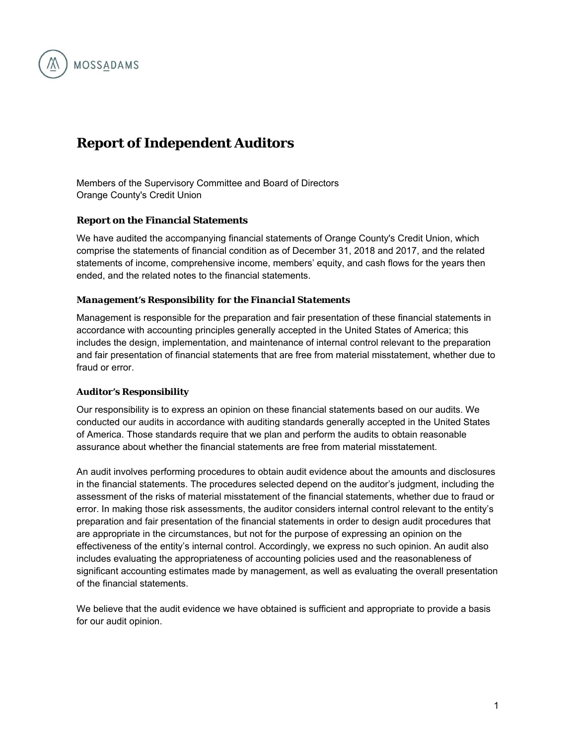MOSSADAMS

# Report of Independent Auditors

Members of the Supervisory Committee and Board of Directors
Orange County's Credit Union

### Report on the Financial Statements

We have audited the accompanying financial statements of Orange County's Credit Union, which comprise the statements of financial condition as of December 31, 2018 and 2017, and the related statements of income, comprehensive income, members' equity, and cash flows for the years then ended, and the related notes to the financial statements.

#### *Management's Responsibility for the Financial Statements*

Management is responsible for the preparation and fair presentation of these financial statements in accordance with accounting principles generally accepted in the United States of America; this includes the design, implementation, and maintenance of internal control relevant to the preparation and fair presentation of financial statements that are free from material misstatement, whether due to fraud or error.

#### Auditor's Responsibility

Our responsibility is to express an opinion on these financial statements based on our audits. We conducted our audits in accordance with auditing standards generally accepted in the United States of America. Those standards require that we plan and perform the audits to obtain reasonable assurance about whether the financial statements are free from material misstatement.

An audit involves performing procedures to obtain audit evidence about the amounts and disclosures in the financial statements. The procedures selected depend on the auditor's judgment, including the assessment of the risks of material misstatement of the financial statements, whether due to fraud or error. In making those risk assessments, the auditor considers internal control relevant to the entity's preparation and fair presentation of the financial statements in order to design audit procedures that are appropriate in the circumstances, but not for the purpose of expressing an opinion on the effectiveness of the entity's internal control. Accordingly, we express no such opinion. An audit also includes evaluating the appropriateness of accounting policies used and the reasonableness of significant accounting estimates made by management, as well as evaluating the overall presentation of the financial statements.

We believe that the audit evidence we have obtained is sufficient and appropriate to provide a basis for our audit opinion.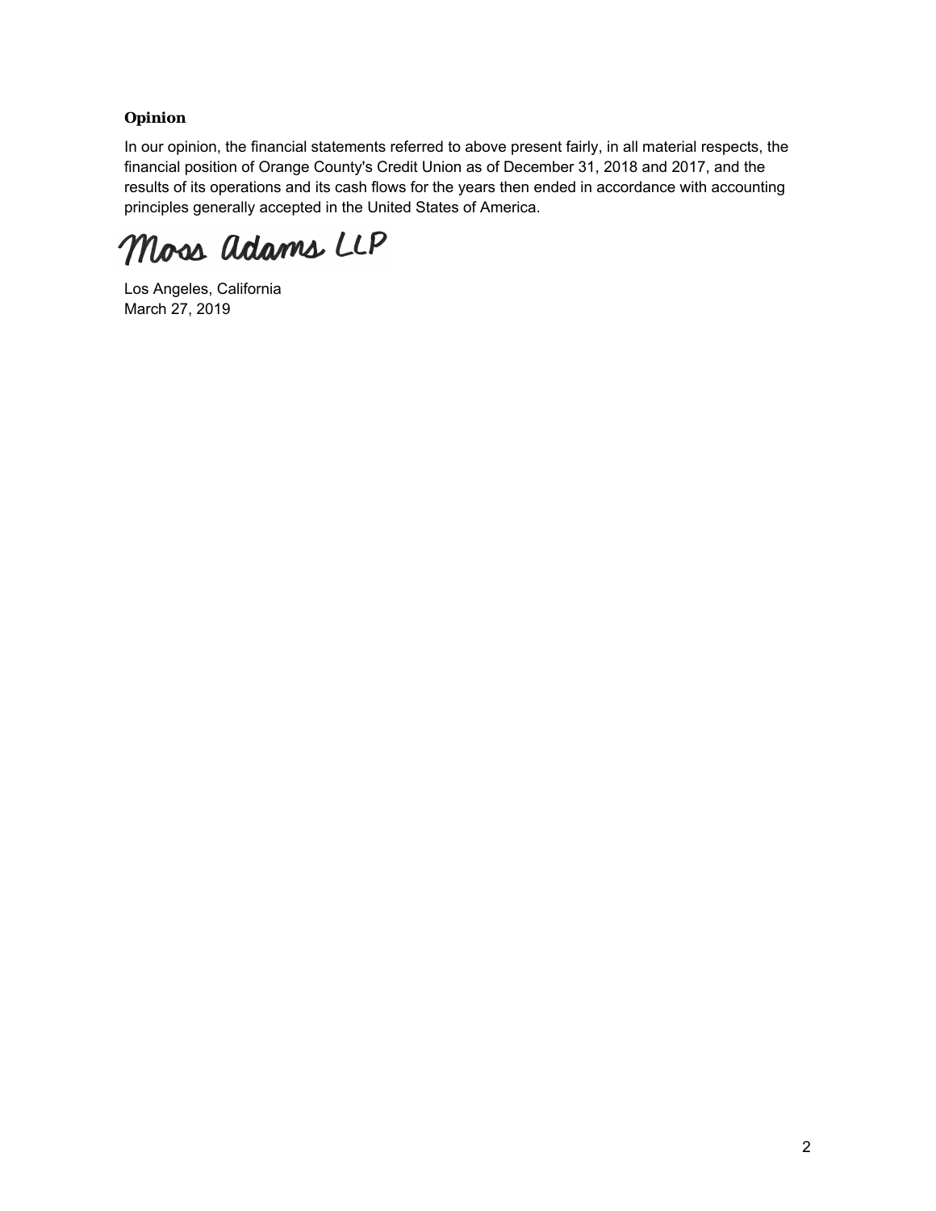### Opinion

In our opinion, the financial statements referred to above present fairly, in all material respects, the financial position of Orange County's Credit Union as of December 31, 2018 and 2017, and the results of its operations and its cash flows for the years then ended in accordance with accounting principles generally accepted in the United States of America.

Moss Adams LLP

Los Angeles, California
March 27, 2019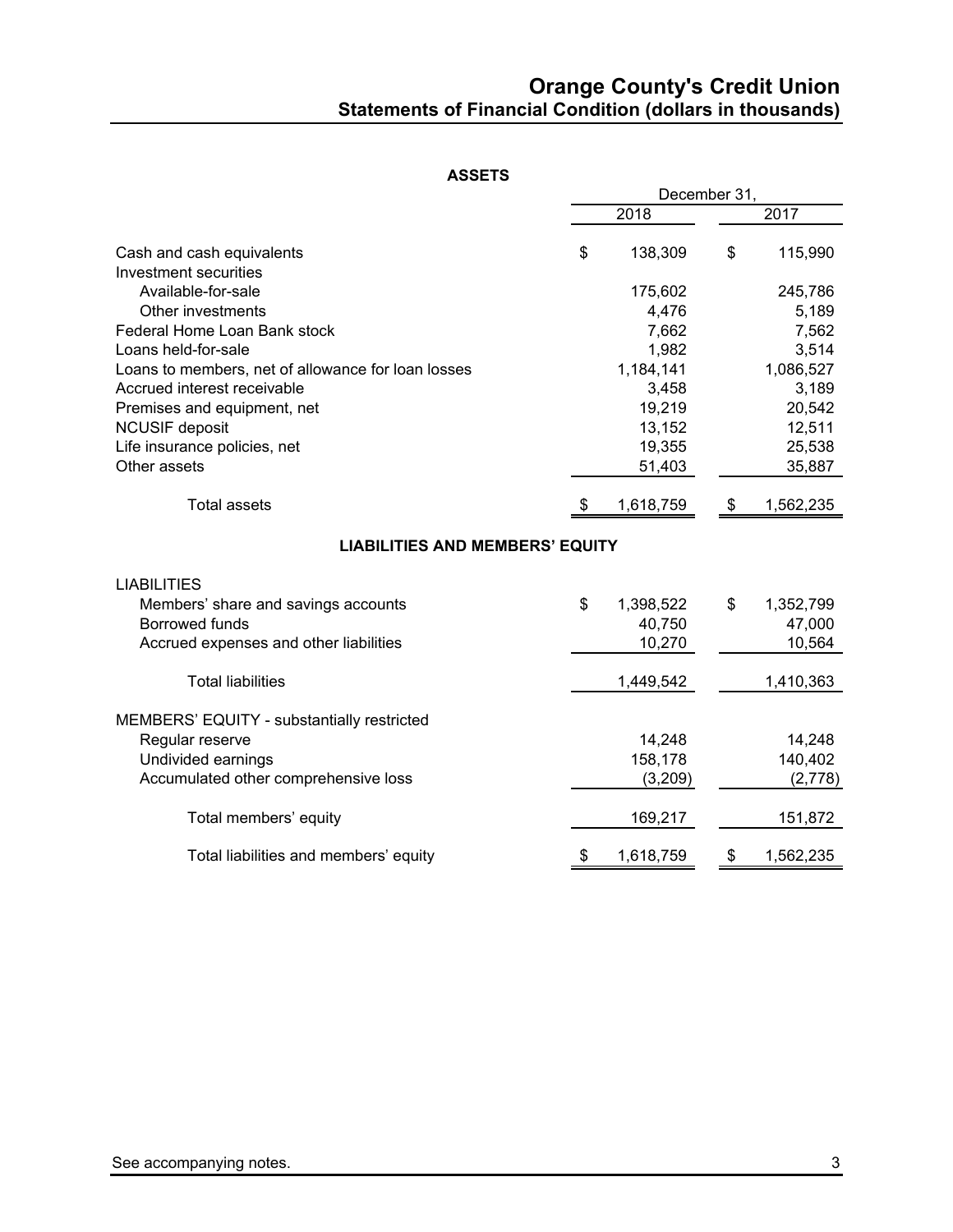# Orange County's Credit Union

## Statements of Financial Condition (dollars in thousands)

### ASSETS

| | December 31, 2018 | December 31, 2017 |
|---|---|---|
| Cash and cash equivalents | $ 138,309 | $ 115,990 |
| Investment securities | | |
| Available-for-sale | 175,602 | 245,786 |
| Other investments | 4,476 | 5,189 |
| Federal Home Loan Bank stock | 7,662 | 7,562 |
| Loans held-for-sale | 1,982 | 3,514 |
| Loans to members, net of allowance for loan losses | 1,184,141 | 1,086,527 |
| Accrued interest receivable | 3,458 | 3,189 |
| Premises and equipment, net | 19,219 | 20,542 |
| NCUSIF deposit | 13,152 | 12,511 |
| Life insurance policies, net | 19,355 | 25,538 |
| Other assets | 51,403 | 35,887 |
| Total assets | $ 1,618,759 | $ 1,562,235 |

### LIABILITIES AND MEMBERS' EQUITY

| | 2018 | 2017 |
|---|---|---|
| LIABILITIES | | |
| Members' share and savings accounts | $ 1,398,522 | $ 1,352,799 |
| Borrowed funds | 40,750 | 47,000 |
| Accrued expenses and other liabilities | 10,270 | 10,564 |
| Total liabilities | 1,449,542 | 1,410,363 |
| MEMBERS' EQUITY - substantially restricted | | |
| Regular reserve | 14,248 | 14,248 |
| Undivided earnings | 158,178 | 140,402 |
| Accumulated other comprehensive loss | (3,209) | (2,778) |
| Total members' equity | 169,217 | 151,872 |
| Total liabilities and members' equity | $ 1,618,759 | $ 1,562,235 |

See accompanying notes.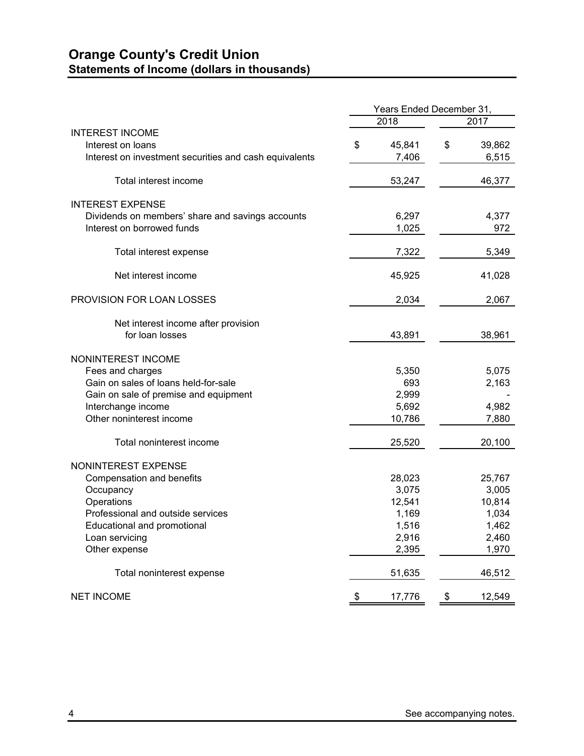# Orange County's Credit Union

## Statements of Income (dollars in thousands)

| | Years Ended December 31, | |
|---|---|---|
| | 2018 | 2017 |
| INTEREST INCOME | | |
| Interest on loans | $ 45,841 | $ 39,862 |
| Interest on investment securities and cash equivalents | 7,406 | 6,515 |
| Total interest income | 53,247 | 46,377 |
| INTEREST EXPENSE | | |
| Dividends on members' share and savings accounts | 6,297 | 4,377 |
| Interest on borrowed funds | 1,025 | 972 |
| Total interest expense | 7,322 | 5,349 |
| Net interest income | 45,925 | 41,028 |
| PROVISION FOR LOAN LOSSES | 2,034 | 2,067 |
| Net interest income after provision for loan losses | 43,891 | 38,961 |
| NONINTEREST INCOME | | |
| Fees and charges | 5,350 | 5,075 |
| Gain on sales of loans held-for-sale | 693 | 2,163 |
| Gain on sale of premise and equipment | 2,999 | - |
| Interchange income | 5,692 | 4,982 |
| Other noninterest income | 10,786 | 7,880 |
| Total noninterest income | 25,520 | 20,100 |
| NONINTEREST EXPENSE | | |
| Compensation and benefits | 28,023 | 25,767 |
| Occupancy | 3,075 | 3,005 |
| Operations | 12,541 | 10,814 |
| Professional and outside services | 1,169 | 1,034 |
| Educational and promotional | 1,516 | 1,462 |
| Loan servicing | 2,916 | 2,460 |
| Other expense | 2,395 | 1,970 |
| Total noninterest expense | 51,635 | 46,512 |
| NET INCOME | $ 17,776 | $ 12,549 |

See accompanying notes.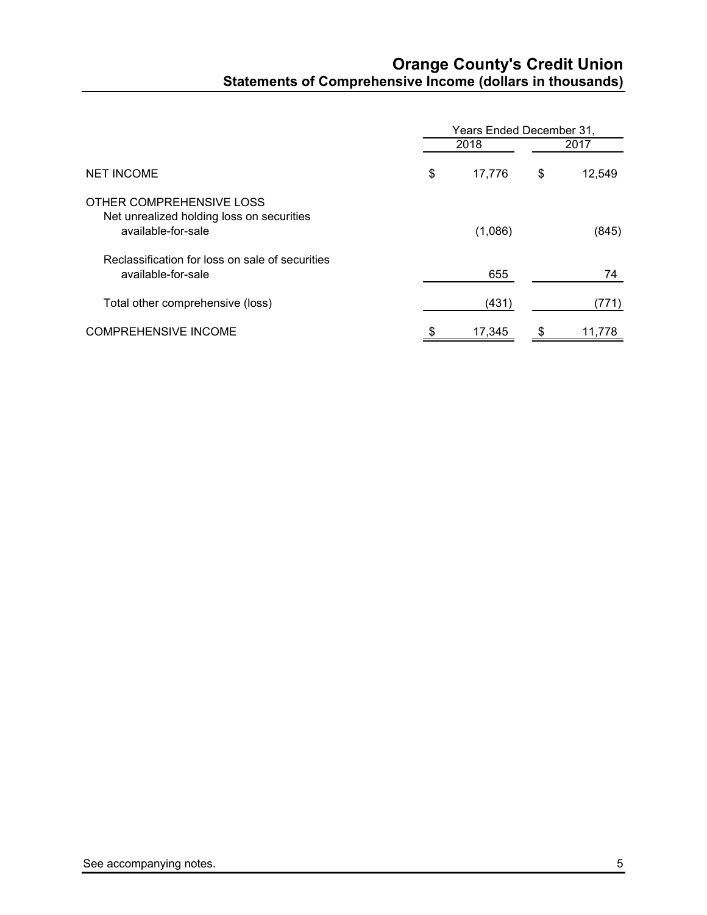# Orange County's Credit Union

## Statements of Comprehensive Income (dollars in thousands)

| | Years Ended December 31, | |
|---|---|---|
| | 2018 | 2017 |
| NET INCOME | $ 17,776 | $ 12,549 |
| OTHER COMPREHENSIVE LOSS | | |
| Net unrealized holding loss on securities available-for-sale | (1,086) | (845) |
| Reclassification for loss on sale of securities available-for-sale | 655 | 74 |
| Total other comprehensive (loss) | (431) | (771) |
| COMPREHENSIVE INCOME | $ 17,345 | $ 11,778 |

See accompanying notes.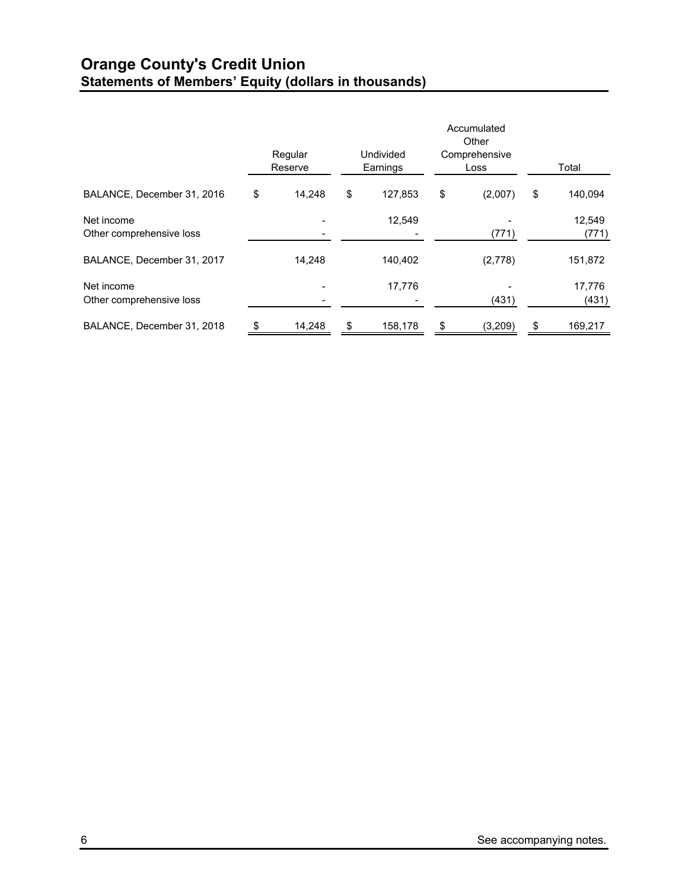# Orange County's Credit Union

## Statements of Members' Equity (dollars in thousands)

| | Regular Reserve | Undivided Earnings | Accumulated Other Comprehensive Loss | Total |
|---|---|---|---|---|
| BALANCE, December 31, 2016 | $ 14,248 | $ 127,853 | $ (2,007) | $ 140,094 |
| Net income | - | 12,549 | - | 12,549 |
| Other comprehensive loss | - | - | (771) | (771) |
| BALANCE, December 31, 2017 | 14,248 | 140,402 | (2,778) | 151,872 |
| Net income | - | 17,776 | - | 17,776 |
| Other comprehensive loss | - | - | (431) | (431) |
| BALANCE, December 31, 2018 | $ 14,248 | $ 158,178 | $ (3,209) | $ 169,217 |

See accompanying notes.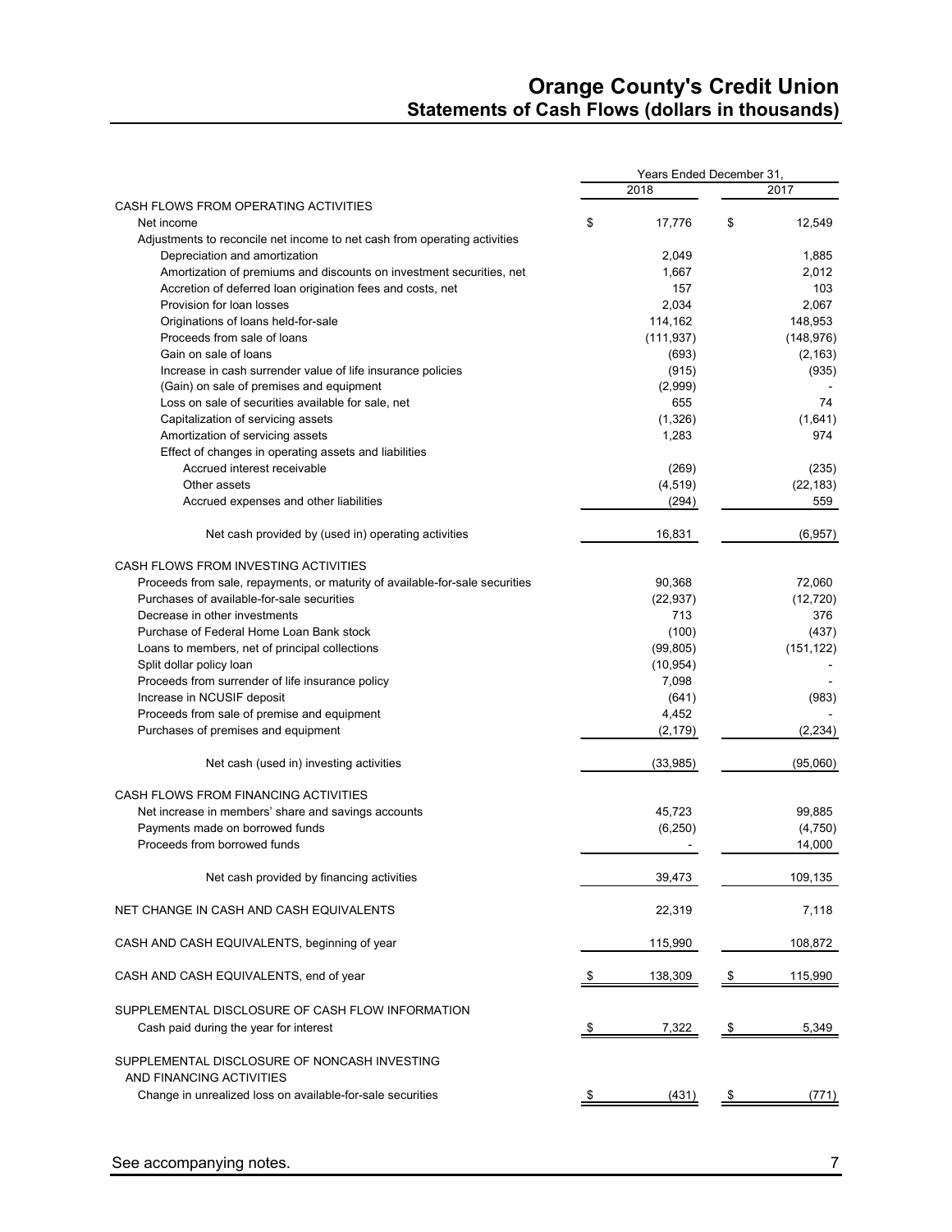# Orange County's Credit Union
## Statements of Cash Flows (dollars in thousands)

| | Years Ended December 31, | |
|---|---|---|
| | 2018 | 2017 |
| CASH FLOWS FROM OPERATING ACTIVITIES | | |
| Net income | $ 17,776 | $ 12,549 |
| Adjustments to reconcile net income to net cash from operating activities | | |
| Depreciation and amortization | 2,049 | 1,885 |
| Amortization of premiums and discounts on investment securities, net | 1,667 | 2,012 |
| Accretion of deferred loan origination fees and costs, net | 157 | 103 |
| Provision for loan losses | 2,034 | 2,067 |
| Originations of loans held-for-sale | 114,162 | 148,953 |
| Proceeds from sale of loans | (111,937) | (148,976) |
| Gain on sale of loans | (693) | (2,163) |
| Increase in cash surrender value of life insurance policies | (915) | (935) |
| (Gain) on sale of premises and equipment | (2,999) | - |
| Loss on sale of securities available for sale, net | 655 | 74 |
| Capitalization of servicing assets | (1,326) | (1,641) |
| Amortization of servicing assets | 1,283 | 974 |
| Effect of changes in operating assets and liabilities | | |
| Accrued interest receivable | (269) | (235) |
| Other assets | (4,519) | (22,183) |
| Accrued expenses and other liabilities | (294) | 559 |
| Net cash provided by (used in) operating activities | 16,831 | (6,957) |
| CASH FLOWS FROM INVESTING ACTIVITIES | | |
| Proceeds from sale, repayments, or maturity of available-for-sale securities | 90,368 | 72,060 |
| Purchases of available-for-sale securities | (22,937) | (12,720) |
| Decrease in other investments | 713 | 376 |
| Purchase of Federal Home Loan Bank stock | (100) | (437) |
| Loans to members, net of principal collections | (99,805) | (151,122) |
| Split dollar policy loan | (10,954) | - |
| Proceeds from surrender of life insurance policy | 7,098 | - |
| Increase in NCUSIF deposit | (641) | (983) |
| Proceeds from sale of premise and equipment | 4,452 | - |
| Purchases of premises and equipment | (2,179) | (2,234) |
| Net cash (used in) investing activities | (33,985) | (95,060) |
| CASH FLOWS FROM FINANCING ACTIVITIES | | |
| Net increase in members' share and savings accounts | 45,723 | 99,885 |
| Payments made on borrowed funds | (6,250) | (4,750) |
| Proceeds from borrowed funds | - | 14,000 |
| Net cash provided by financing activities | 39,473 | 109,135 |
| NET CHANGE IN CASH AND CASH EQUIVALENTS | 22,319 | 7,118 |
| CASH AND CASH EQUIVALENTS, beginning of year | 115,990 | 108,872 |
| CASH AND CASH EQUIVALENTS, end of year | $ 138,309 | $ 115,990 |
| SUPPLEMENTAL DISCLOSURE OF CASH FLOW INFORMATION | | |
| Cash paid during the year for interest | $ 7,322 | $ 5,349 |
| SUPPLEMENTAL DISCLOSURE OF NONCASH INVESTING AND FINANCING ACTIVITIES | | |
| Change in unrealized loss on available-for-sale securities | $ (431) | $ (771) |

See accompanying notes.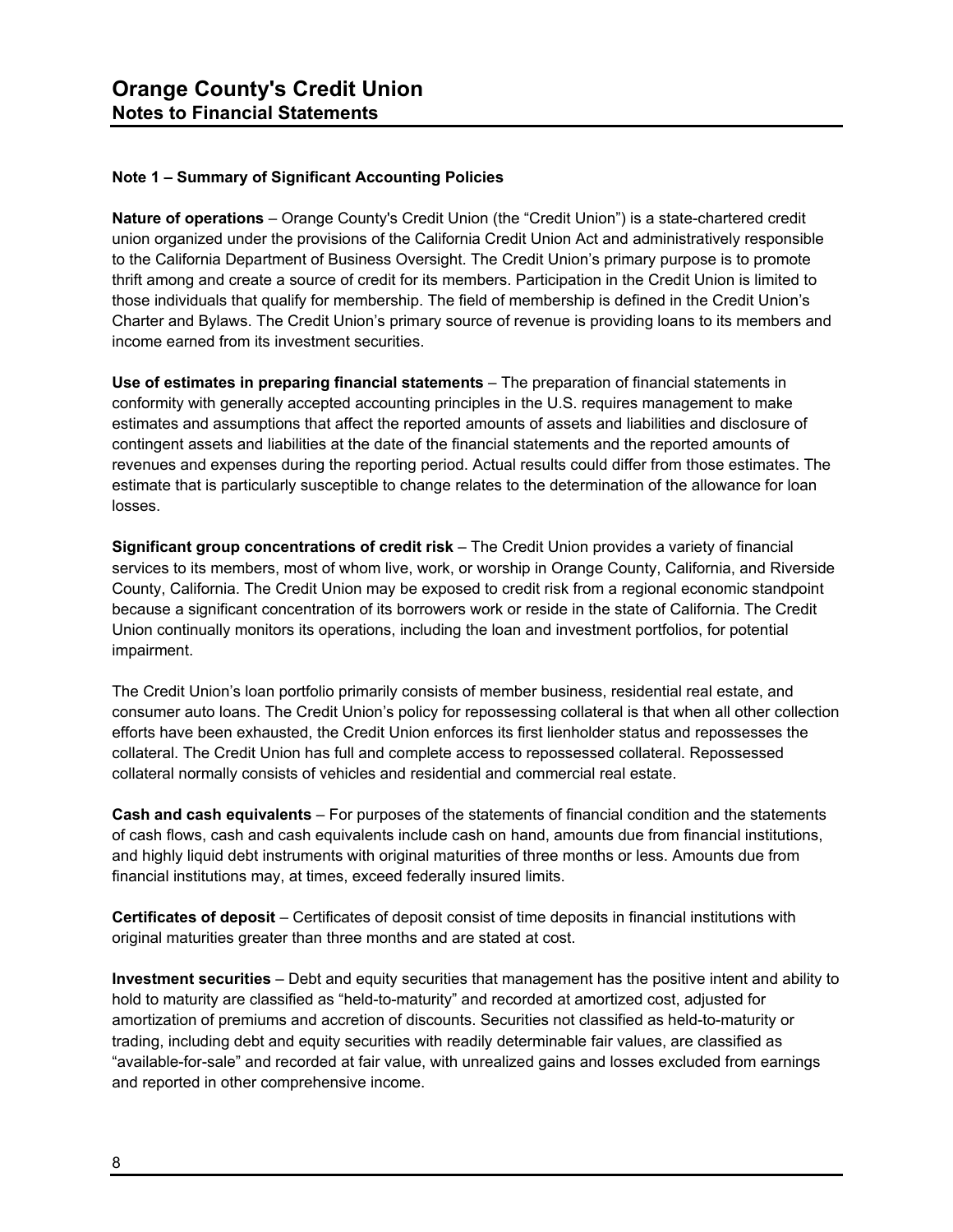# Orange County's Credit Union
## Notes to Financial Statements

### Note 1 – Summary of Significant Accounting Policies

**Nature of operations** – Orange County's Credit Union (the "Credit Union") is a state-chartered credit union organized under the provisions of the California Credit Union Act and administratively responsible to the California Department of Business Oversight. The Credit Union's primary purpose is to promote thrift among and create a source of credit for its members. Participation in the Credit Union is limited to those individuals that qualify for membership. The field of membership is defined in the Credit Union's Charter and Bylaws. The Credit Union's primary source of revenue is providing loans to its members and income earned from its investment securities.

**Use of estimates in preparing financial statements** – The preparation of financial statements in conformity with generally accepted accounting principles in the U.S. requires management to make estimates and assumptions that affect the reported amounts of assets and liabilities and disclosure of contingent assets and liabilities at the date of the financial statements and the reported amounts of revenues and expenses during the reporting period. Actual results could differ from those estimates. The estimate that is particularly susceptible to change relates to the determination of the allowance for loan losses.

**Significant group concentrations of credit risk** – The Credit Union provides a variety of financial services to its members, most of whom live, work, or worship in Orange County, California, and Riverside County, California. The Credit Union may be exposed to credit risk from a regional economic standpoint because a significant concentration of its borrowers work or reside in the state of California. The Credit Union continually monitors its operations, including the loan and investment portfolios, for potential impairment.

The Credit Union's loan portfolio primarily consists of member business, residential real estate, and consumer auto loans. The Credit Union's policy for repossessing collateral is that when all other collection efforts have been exhausted, the Credit Union enforces its first lienholder status and repossesses the collateral. The Credit Union has full and complete access to repossessed collateral. Repossessed collateral normally consists of vehicles and residential and commercial real estate.

**Cash and cash equivalents** – For purposes of the statements of financial condition and the statements of cash flows, cash and cash equivalents include cash on hand, amounts due from financial institutions, and highly liquid debt instruments with original maturities of three months or less. Amounts due from financial institutions may, at times, exceed federally insured limits.

**Certificates of deposit** – Certificates of deposit consist of time deposits in financial institutions with original maturities greater than three months and are stated at cost.

**Investment securities** – Debt and equity securities that management has the positive intent and ability to hold to maturity are classified as "held-to-maturity" and recorded at amortized cost, adjusted for amortization of premiums and accretion of discounts. Securities not classified as held-to-maturity or trading, including debt and equity securities with readily determinable fair values, are classified as "available-for-sale" and recorded at fair value, with unrealized gains and losses excluded from earnings and reported in other comprehensive income.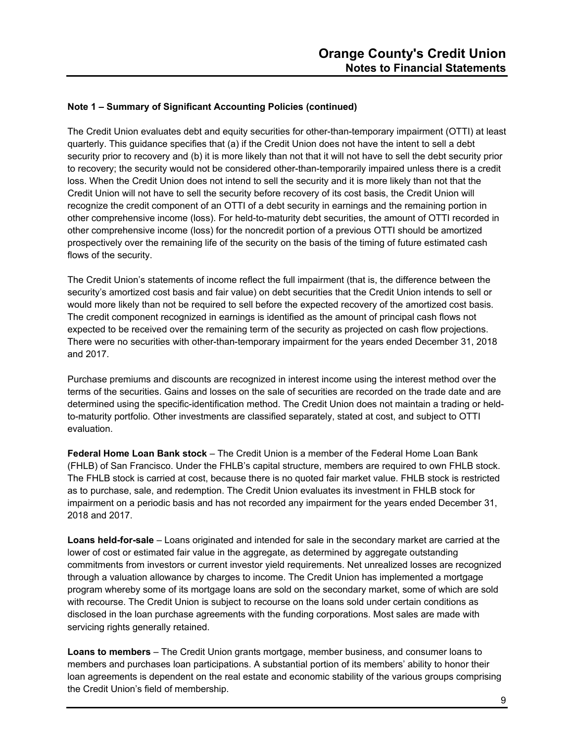### Note 1 – Summary of Significant Accounting Policies (continued)

The Credit Union evaluates debt and equity securities for other-than-temporary impairment (OTTI) at least quarterly. This guidance specifies that (a) if the Credit Union does not have the intent to sell a debt security prior to recovery and (b) it is more likely than not that it will not have to sell the debt security prior to recovery; the security would not be considered other-than-temporarily impaired unless there is a credit loss. When the Credit Union does not intend to sell the security and it is more likely than not that the Credit Union will not have to sell the security before recovery of its cost basis, the Credit Union will recognize the credit component of an OTTI of a debt security in earnings and the remaining portion in other comprehensive income (loss). For held-to-maturity debt securities, the amount of OTTI recorded in other comprehensive income (loss) for the noncredit portion of a previous OTTI should be amortized prospectively over the remaining life of the security on the basis of the timing of future estimated cash flows of the security.

The Credit Union's statements of income reflect the full impairment (that is, the difference between the security's amortized cost basis and fair value) on debt securities that the Credit Union intends to sell or would more likely than not be required to sell before the expected recovery of the amortized cost basis. The credit component recognized in earnings is identified as the amount of principal cash flows not expected to be received over the remaining term of the security as projected on cash flow projections. There were no securities with other-than-temporary impairment for the years ended December 31, 2018 and 2017.

Purchase premiums and discounts are recognized in interest income using the interest method over the terms of the securities. Gains and losses on the sale of securities are recorded on the trade date and are determined using the specific-identification method. The Credit Union does not maintain a trading or held-to-maturity portfolio. Other investments are classified separately, stated at cost, and subject to OTTI evaluation.

**Federal Home Loan Bank stock** – The Credit Union is a member of the Federal Home Loan Bank (FHLB) of San Francisco. Under the FHLB's capital structure, members are required to own FHLB stock. The FHLB stock is carried at cost, because there is no quoted fair market value. FHLB stock is restricted as to purchase, sale, and redemption. The Credit Union evaluates its investment in FHLB stock for impairment on a periodic basis and has not recorded any impairment for the years ended December 31, 2018 and 2017.

**Loans held-for-sale** – Loans originated and intended for sale in the secondary market are carried at the lower of cost or estimated fair value in the aggregate, as determined by aggregate outstanding commitments from investors or current investor yield requirements. Net unrealized losses are recognized through a valuation allowance by charges to income. The Credit Union has implemented a mortgage program whereby some of its mortgage loans are sold on the secondary market, some of which are sold with recourse. The Credit Union is subject to recourse on the loans sold under certain conditions as disclosed in the loan purchase agreements with the funding corporations. Most sales are made with servicing rights generally retained.

**Loans to members** – The Credit Union grants mortgage, member business, and consumer loans to members and purchases loan participations. A substantial portion of its members' ability to honor their loan agreements is dependent on the real estate and economic stability of the various groups comprising the Credit Union's field of membership.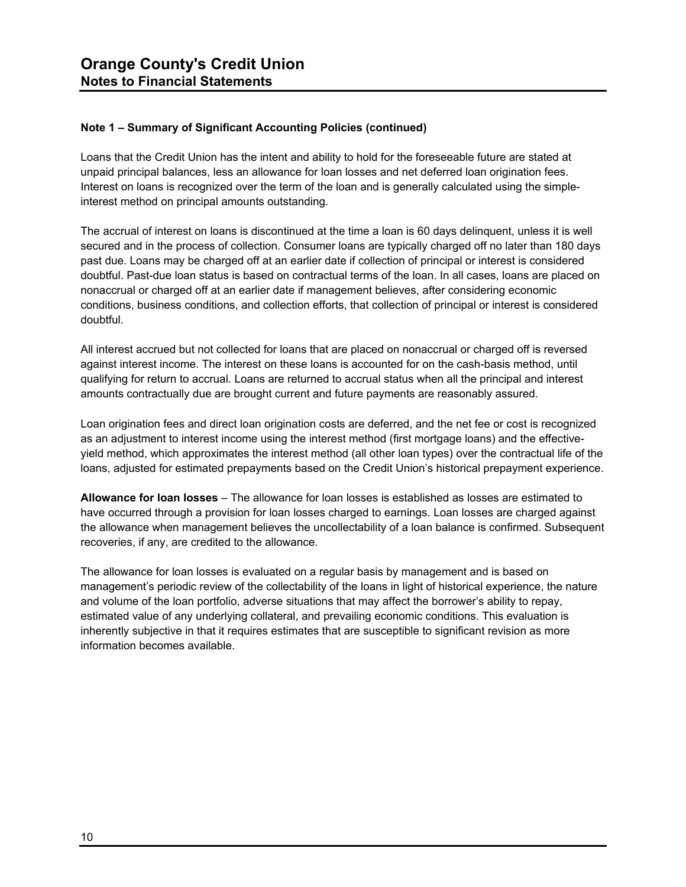## Note 1 – Summary of Significant Accounting Policies (continued)

Loans that the Credit Union has the intent and ability to hold for the foreseeable future are stated at unpaid principal balances, less an allowance for loan losses and net deferred loan origination fees. Interest on loans is recognized over the term of the loan and is generally calculated using the simple-interest method on principal amounts outstanding.

The accrual of interest on loans is discontinued at the time a loan is 60 days delinquent, unless it is well secured and in the process of collection. Consumer loans are typically charged off no later than 180 days past due. Loans may be charged off at an earlier date if collection of principal or interest is considered doubtful. Past-due loan status is based on contractual terms of the loan. In all cases, loans are placed on nonaccrual or charged off at an earlier date if management believes, after considering economic conditions, business conditions, and collection efforts, that collection of principal or interest is considered doubtful.

All interest accrued but not collected for loans that are placed on nonaccrual or charged off is reversed against interest income. The interest on these loans is accounted for on the cash-basis method, until qualifying for return to accrual. Loans are returned to accrual status when all the principal and interest amounts contractually due are brought current and future payments are reasonably assured.

Loan origination fees and direct loan origination costs are deferred, and the net fee or cost is recognized as an adjustment to interest income using the interest method (first mortgage loans) and the effective-yield method, which approximates the interest method (all other loan types) over the contractual life of the loans, adjusted for estimated prepayments based on the Credit Union's historical prepayment experience.

**Allowance for loan losses** – The allowance for loan losses is established as losses are estimated to have occurred through a provision for loan losses charged to earnings. Loan losses are charged against the allowance when management believes the uncollectability of a loan balance is confirmed. Subsequent recoveries, if any, are credited to the allowance.

The allowance for loan losses is evaluated on a regular basis by management and is based on management's periodic review of the collectability of the loans in light of historical experience, the nature and volume of the loan portfolio, adverse situations that may affect the borrower's ability to repay, estimated value of any underlying collateral, and prevailing economic conditions. This evaluation is inherently subjective in that it requires estimates that are susceptible to significant revision as more information becomes available.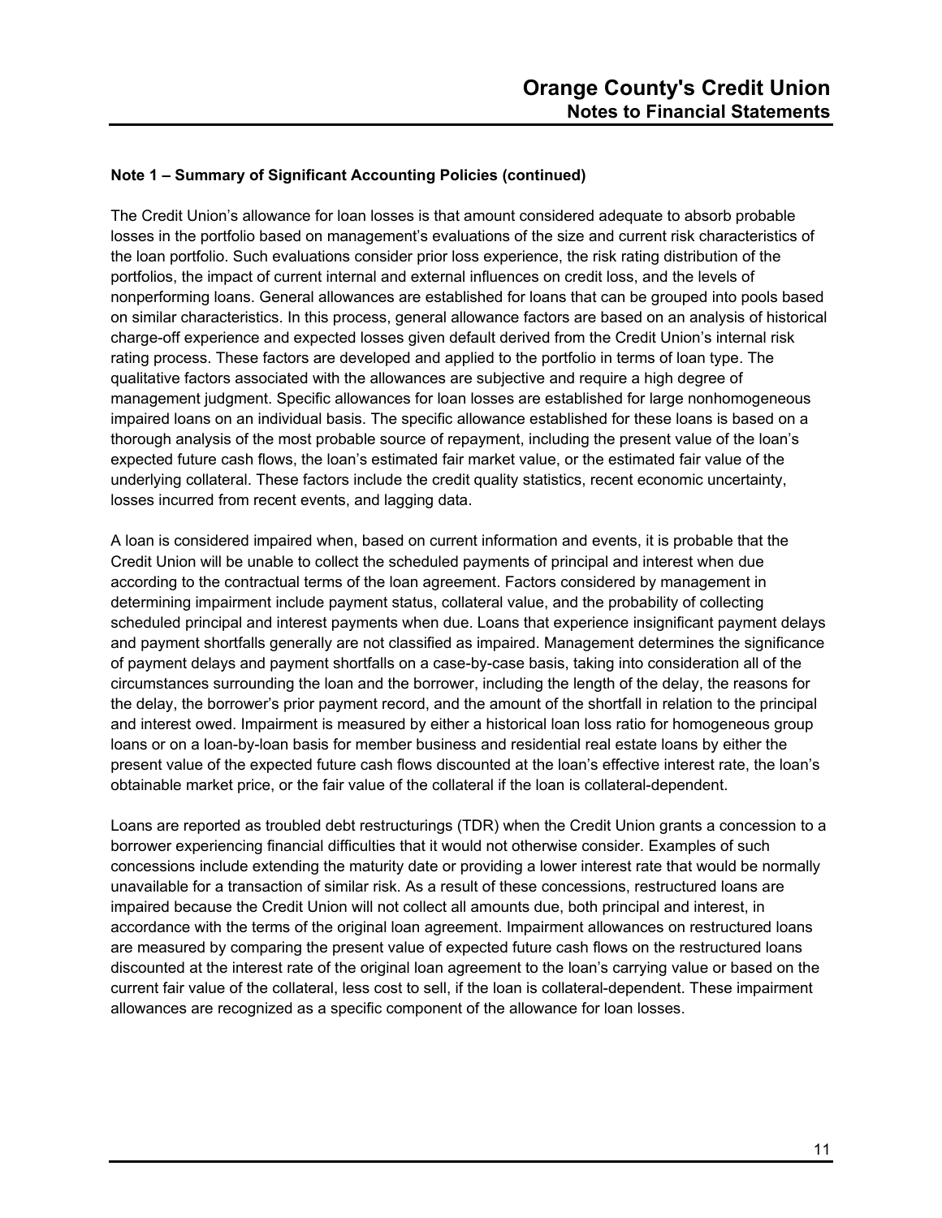**Note 1 – Summary of Significant Accounting Policies (continued)**

The Credit Union's allowance for loan losses is that amount considered adequate to absorb probable losses in the portfolio based on management's evaluations of the size and current risk characteristics of the loan portfolio. Such evaluations consider prior loss experience, the risk rating distribution of the portfolios, the impact of current internal and external influences on credit loss, and the levels of nonperforming loans. General allowances are established for loans that can be grouped into pools based on similar characteristics. In this process, general allowance factors are based on an analysis of historical charge-off experience and expected losses given default derived from the Credit Union's internal risk rating process. These factors are developed and applied to the portfolio in terms of loan type. The qualitative factors associated with the allowances are subjective and require a high degree of management judgment. Specific allowances for loan losses are established for large nonhomogeneous impaired loans on an individual basis. The specific allowance established for these loans is based on a thorough analysis of the most probable source of repayment, including the present value of the loan's expected future cash flows, the loan's estimated fair market value, or the estimated fair value of the underlying collateral. These factors include the credit quality statistics, recent economic uncertainty, losses incurred from recent events, and lagging data.

A loan is considered impaired when, based on current information and events, it is probable that the Credit Union will be unable to collect the scheduled payments of principal and interest when due according to the contractual terms of the loan agreement. Factors considered by management in determining impairment include payment status, collateral value, and the probability of collecting scheduled principal and interest payments when due. Loans that experience insignificant payment delays and payment shortfalls generally are not classified as impaired. Management determines the significance of payment delays and payment shortfalls on a case-by-case basis, taking into consideration all of the circumstances surrounding the loan and the borrower, including the length of the delay, the reasons for the delay, the borrower's prior payment record, and the amount of the shortfall in relation to the principal and interest owed. Impairment is measured by either a historical loan loss ratio for homogeneous group loans or on a loan-by-loan basis for member business and residential real estate loans by either the present value of the expected future cash flows discounted at the loan's effective interest rate, the loan's obtainable market price, or the fair value of the collateral if the loan is collateral-dependent.

Loans are reported as troubled debt restructurings (TDR) when the Credit Union grants a concession to a borrower experiencing financial difficulties that it would not otherwise consider. Examples of such concessions include extending the maturity date or providing a lower interest rate that would be normally unavailable for a transaction of similar risk. As a result of these concessions, restructured loans are impaired because the Credit Union will not collect all amounts due, both principal and interest, in accordance with the terms of the original loan agreement. Impairment allowances on restructured loans are measured by comparing the present value of expected future cash flows on the restructured loans discounted at the interest rate of the original loan agreement to the loan's carrying value or based on the current fair value of the collateral, less cost to sell, if the loan is collateral-dependent. These impairment allowances are recognized as a specific component of the allowance for loan losses.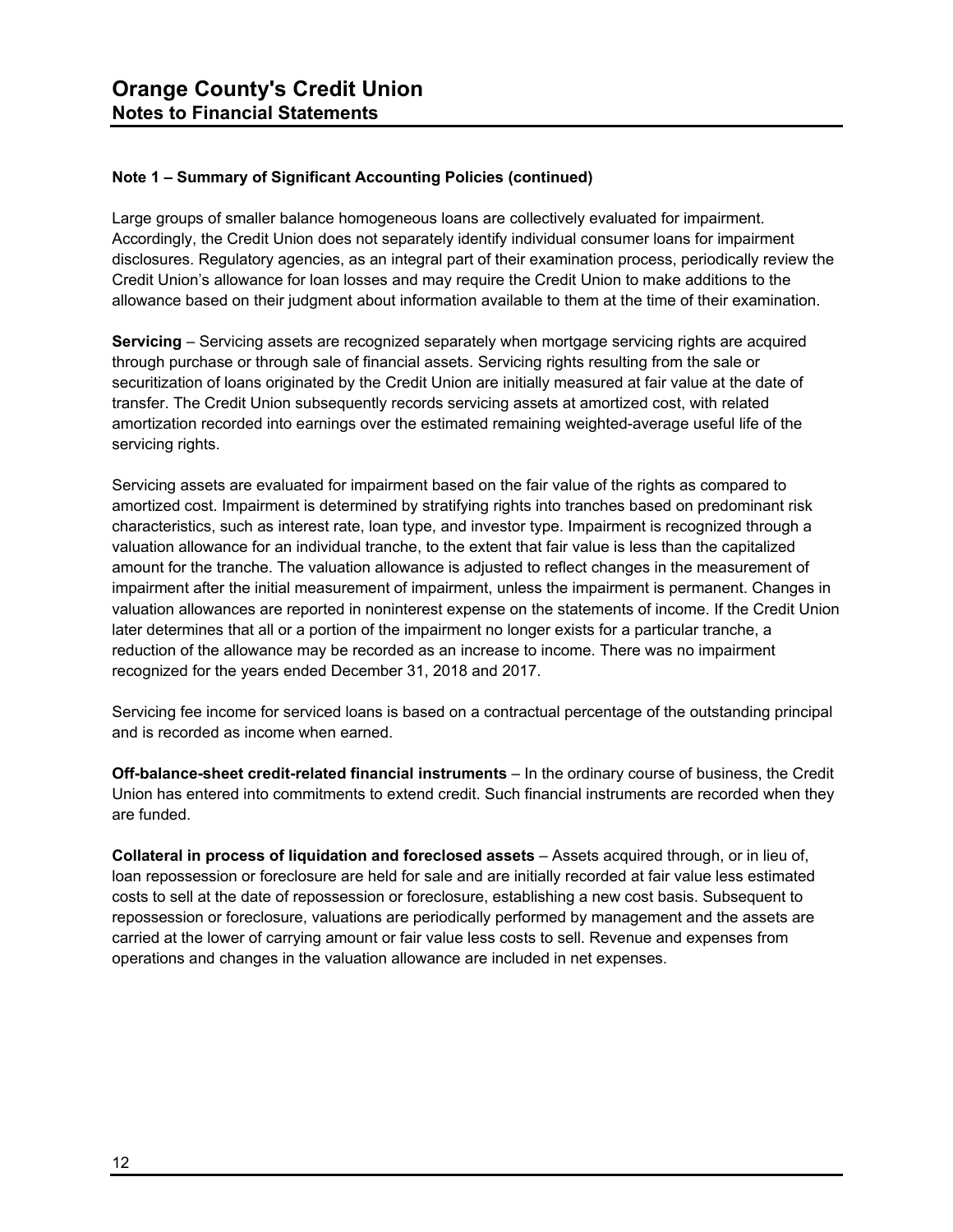## Note 1 – Summary of Significant Accounting Policies (continued)

Large groups of smaller balance homogeneous loans are collectively evaluated for impairment. Accordingly, the Credit Union does not separately identify individual consumer loans for impairment disclosures. Regulatory agencies, as an integral part of their examination process, periodically review the Credit Union's allowance for loan losses and may require the Credit Union to make additions to the allowance based on their judgment about information available to them at the time of their examination.

**Servicing** – Servicing assets are recognized separately when mortgage servicing rights are acquired through purchase or through sale of financial assets. Servicing rights resulting from the sale or securitization of loans originated by the Credit Union are initially measured at fair value at the date of transfer. The Credit Union subsequently records servicing assets at amortized cost, with related amortization recorded into earnings over the estimated remaining weighted-average useful life of the servicing rights.

Servicing assets are evaluated for impairment based on the fair value of the rights as compared to amortized cost. Impairment is determined by stratifying rights into tranches based on predominant risk characteristics, such as interest rate, loan type, and investor type. Impairment is recognized through a valuation allowance for an individual tranche, to the extent that fair value is less than the capitalized amount for the tranche. The valuation allowance is adjusted to reflect changes in the measurement of impairment after the initial measurement of impairment, unless the impairment is permanent. Changes in valuation allowances are reported in noninterest expense on the statements of income. If the Credit Union later determines that all or a portion of the impairment no longer exists for a particular tranche, a reduction of the allowance may be recorded as an increase to income. There was no impairment recognized for the years ended December 31, 2018 and 2017.

Servicing fee income for serviced loans is based on a contractual percentage of the outstanding principal and is recorded as income when earned.

**Off-balance-sheet credit-related financial instruments** – In the ordinary course of business, the Credit Union has entered into commitments to extend credit. Such financial instruments are recorded when they are funded.

**Collateral in process of liquidation and foreclosed assets** – Assets acquired through, or in lieu of, loan repossession or foreclosure are held for sale and are initially recorded at fair value less estimated costs to sell at the date of repossession or foreclosure, establishing a new cost basis. Subsequent to repossession or foreclosure, valuations are periodically performed by management and the assets are carried at the lower of carrying amount or fair value less costs to sell. Revenue and expenses from operations and changes in the valuation allowance are included in net expenses.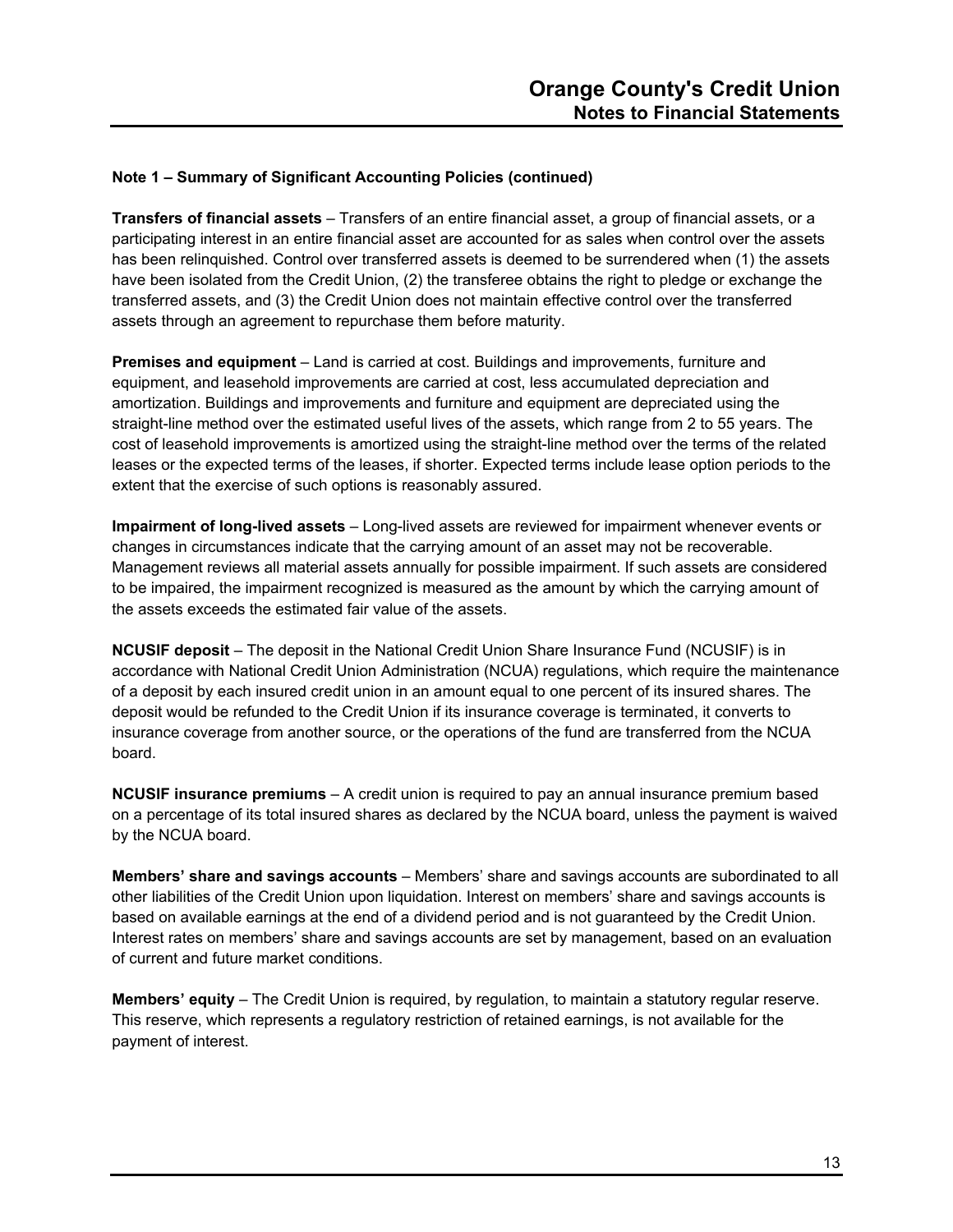### Note 1 – Summary of Significant Accounting Policies (continued)

**Transfers of financial assets** – Transfers of an entire financial asset, a group of financial assets, or a participating interest in an entire financial asset are accounted for as sales when control over the assets has been relinquished. Control over transferred assets is deemed to be surrendered when (1) the assets have been isolated from the Credit Union, (2) the transferee obtains the right to pledge or exchange the transferred assets, and (3) the Credit Union does not maintain effective control over the transferred assets through an agreement to repurchase them before maturity.

**Premises and equipment** – Land is carried at cost. Buildings and improvements, furniture and equipment, and leasehold improvements are carried at cost, less accumulated depreciation and amortization. Buildings and improvements and furniture and equipment are depreciated using the straight-line method over the estimated useful lives of the assets, which range from 2 to 55 years. The cost of leasehold improvements is amortized using the straight-line method over the terms of the related leases or the expected terms of the leases, if shorter. Expected terms include lease option periods to the extent that the exercise of such options is reasonably assured.

**Impairment of long-lived assets** – Long-lived assets are reviewed for impairment whenever events or changes in circumstances indicate that the carrying amount of an asset may not be recoverable. Management reviews all material assets annually for possible impairment. If such assets are considered to be impaired, the impairment recognized is measured as the amount by which the carrying amount of the assets exceeds the estimated fair value of the assets.

**NCUSIF deposit** – The deposit in the National Credit Union Share Insurance Fund (NCUSIF) is in accordance with National Credit Union Administration (NCUA) regulations, which require the maintenance of a deposit by each insured credit union in an amount equal to one percent of its insured shares. The deposit would be refunded to the Credit Union if its insurance coverage is terminated, it converts to insurance coverage from another source, or the operations of the fund are transferred from the NCUA board.

**NCUSIF insurance premiums** – A credit union is required to pay an annual insurance premium based on a percentage of its total insured shares as declared by the NCUA board, unless the payment is waived by the NCUA board.

**Members' share and savings accounts** – Members' share and savings accounts are subordinated to all other liabilities of the Credit Union upon liquidation. Interest on members' share and savings accounts is based on available earnings at the end of a dividend period and is not guaranteed by the Credit Union. Interest rates on members' share and savings accounts are set by management, based on an evaluation of current and future market conditions.

**Members' equity** – The Credit Union is required, by regulation, to maintain a statutory regular reserve. This reserve, which represents a regulatory restriction of retained earnings, is not available for the payment of interest.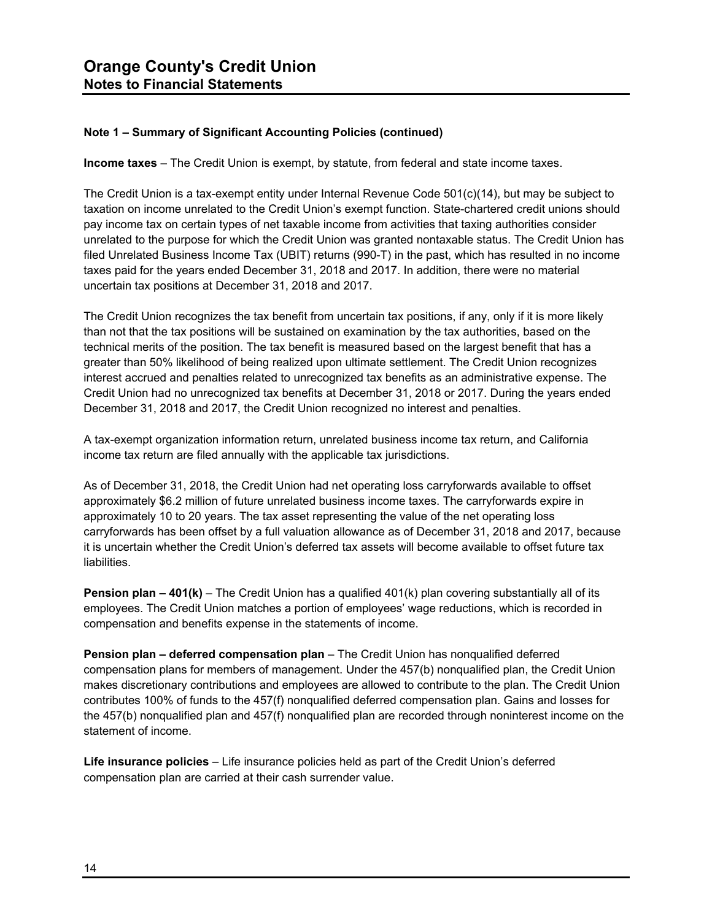# Orange County's Credit Union
## Notes to Financial Statements

### Note 1 – Summary of Significant Accounting Policies (continued)

**Income taxes** – The Credit Union is exempt, by statute, from federal and state income taxes.

The Credit Union is a tax-exempt entity under Internal Revenue Code 501(c)(14), but may be subject to taxation on income unrelated to the Credit Union's exempt function. State-chartered credit unions should pay income tax on certain types of net taxable income from activities that taxing authorities consider unrelated to the purpose for which the Credit Union was granted nontaxable status. The Credit Union has filed Unrelated Business Income Tax (UBIT) returns (990-T) in the past, which has resulted in no income taxes paid for the years ended December 31, 2018 and 2017. In addition, there were no material uncertain tax positions at December 31, 2018 and 2017.

The Credit Union recognizes the tax benefit from uncertain tax positions, if any, only if it is more likely than not that the tax positions will be sustained on examination by the tax authorities, based on the technical merits of the position. The tax benefit is measured based on the largest benefit that has a greater than 50% likelihood of being realized upon ultimate settlement. The Credit Union recognizes interest accrued and penalties related to unrecognized tax benefits as an administrative expense. The Credit Union had no unrecognized tax benefits at December 31, 2018 or 2017. During the years ended December 31, 2018 and 2017, the Credit Union recognized no interest and penalties.

A tax-exempt organization information return, unrelated business income tax return, and California income tax return are filed annually with the applicable tax jurisdictions.

As of December 31, 2018, the Credit Union had net operating loss carryforwards available to offset approximately $6.2 million of future unrelated business income taxes. The carryforwards expire in approximately 10 to 20 years. The tax asset representing the value of the net operating loss carryforwards has been offset by a full valuation allowance as of December 31, 2018 and 2017, because it is uncertain whether the Credit Union's deferred tax assets will become available to offset future tax liabilities.

**Pension plan – 401(k)** – The Credit Union has a qualified 401(k) plan covering substantially all of its employees. The Credit Union matches a portion of employees' wage reductions, which is recorded in compensation and benefits expense in the statements of income.

**Pension plan – deferred compensation plan** – The Credit Union has nonqualified deferred compensation plans for members of management. Under the 457(b) nonqualified plan, the Credit Union makes discretionary contributions and employees are allowed to contribute to the plan. The Credit Union contributes 100% of funds to the 457(f) nonqualified deferred compensation plan. Gains and losses for the 457(b) nonqualified plan and 457(f) nonqualified plan are recorded through noninterest income on the statement of income.

**Life insurance policies** – Life insurance policies held as part of the Credit Union's deferred compensation plan are carried at their cash surrender value.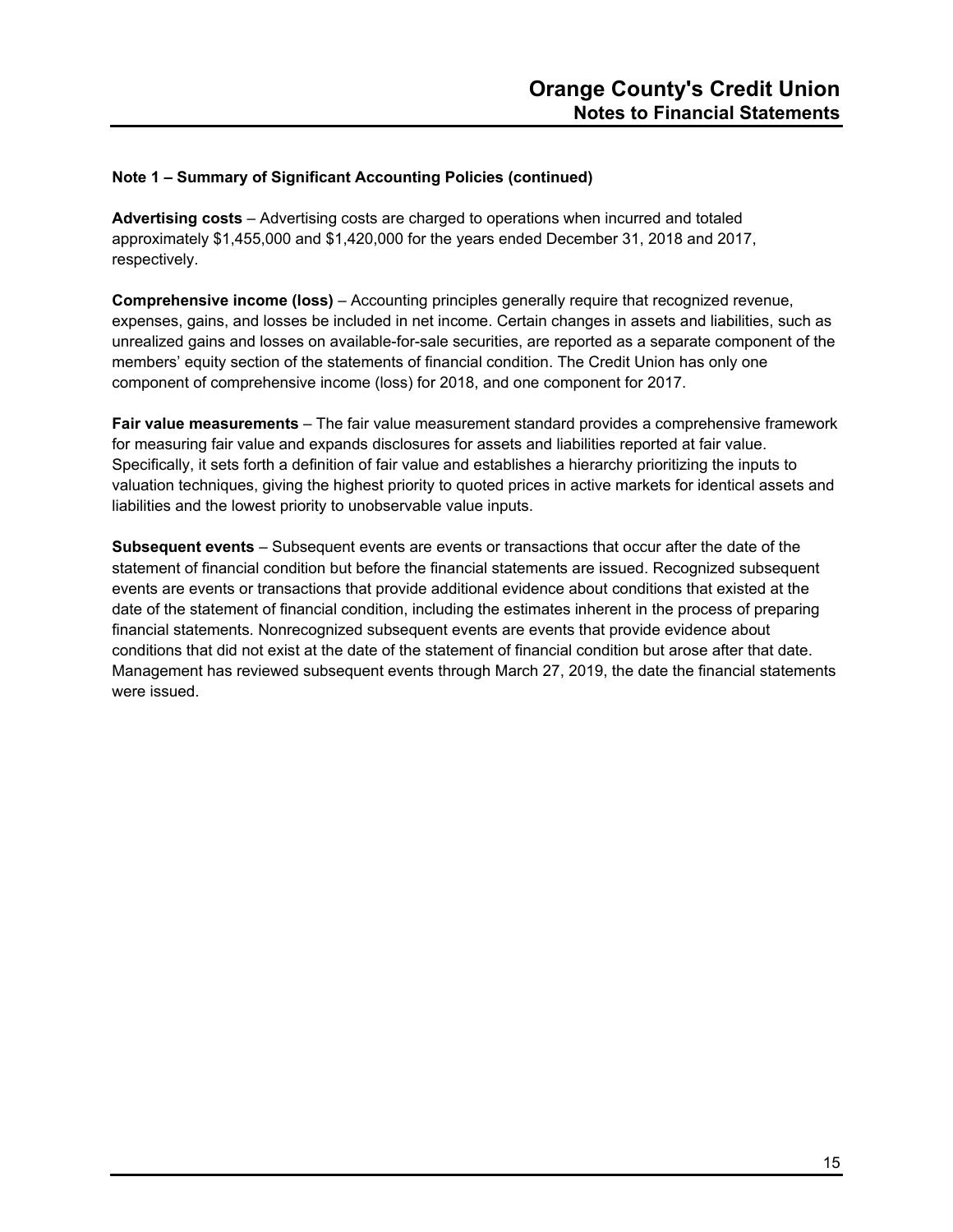### Note 1 – Summary of Significant Accounting Policies (continued)

**Advertising costs** – Advertising costs are charged to operations when incurred and totaled approximately $1,455,000 and $1,420,000 for the years ended December 31, 2018 and 2017, respectively.

**Comprehensive income (loss)** – Accounting principles generally require that recognized revenue, expenses, gains, and losses be included in net income. Certain changes in assets and liabilities, such as unrealized gains and losses on available-for-sale securities, are reported as a separate component of the members' equity section of the statements of financial condition. The Credit Union has only one component of comprehensive income (loss) for 2018, and one component for 2017.

**Fair value measurements** – The fair value measurement standard provides a comprehensive framework for measuring fair value and expands disclosures for assets and liabilities reported at fair value. Specifically, it sets forth a definition of fair value and establishes a hierarchy prioritizing the inputs to valuation techniques, giving the highest priority to quoted prices in active markets for identical assets and liabilities and the lowest priority to unobservable value inputs.

**Subsequent events** – Subsequent events are events or transactions that occur after the date of the statement of financial condition but before the financial statements are issued. Recognized subsequent events are events or transactions that provide additional evidence about conditions that existed at the date of the statement of financial condition, including the estimates inherent in the process of preparing financial statements. Nonrecognized subsequent events are events that provide evidence about conditions that did not exist at the date of the statement of financial condition but arose after that date. Management has reviewed subsequent events through March 27, 2019, the date the financial statements were issued.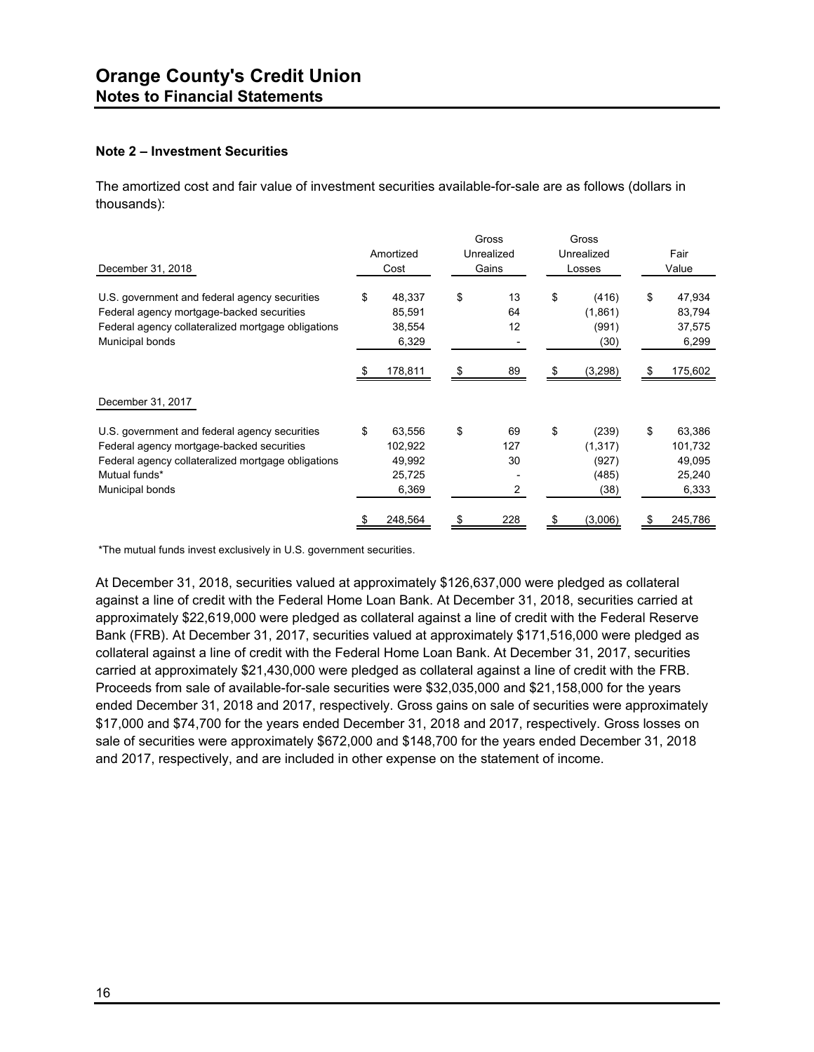## Note 2 – Investment Securities

The amortized cost and fair value of investment securities available-for-sale are as follows (dollars in thousands):

| December 31, 2018 | Amortized Cost | Gross Unrealized Gains | Gross Unrealized Losses | Fair Value |
|---|---|---|---|---|
| U.S. government and federal agency securities | $ 48,337 | $ 13 | $ (416) | $ 47,934 |
| Federal agency mortgage-backed securities | 85,591 | 64 | (1,861) | 83,794 |
| Federal agency collateralized mortgage obligations | 38,554 | 12 | (991) | 37,575 |
| Municipal bonds | 6,329 | - | (30) | 6,299 |
| | $ 178,811 | $ 89 | $ (3,298) | $ 175,602 |
| **December 31, 2017** | | | | |
| U.S. government and federal agency securities | $ 63,556 | $ 69 | $ (239) | $ 63,386 |
| Federal agency mortgage-backed securities | 102,922 | 127 | (1,317) | 101,732 |
| Federal agency collateralized mortgage obligations | 49,992 | 30 | (927) | 49,095 |
| Mutual funds* | 25,725 | - | (485) | 25,240 |
| Municipal bonds | 6,369 | 2 | (38) | 6,333 |
| | $ 248,564 | $ 228 | $ (3,006) | $ 245,786 |

*The mutual funds invest exclusively in U.S. government securities.

At December 31, 2018, securities valued at approximately $126,637,000 were pledged as collateral against a line of credit with the Federal Home Loan Bank. At December 31, 2018, securities carried at approximately $22,619,000 were pledged as collateral against a line of credit with the Federal Reserve Bank (FRB). At December 31, 2017, securities valued at approximately $171,516,000 were pledged as collateral against a line of credit with the Federal Home Loan Bank. At December 31, 2017, securities carried at approximately $21,430,000 were pledged as collateral against a line of credit with the FRB. Proceeds from sale of available-for-sale securities were $32,035,000 and $21,158,000 for the years ended December 31, 2018 and 2017, respectively. Gross gains on sale of securities were approximately $17,000 and $74,700 for the years ended December 31, 2018 and 2017, respectively. Gross losses on sale of securities were approximately $672,000 and $148,700 for the years ended December 31, 2018 and 2017, respectively, and are included in other expense on the statement of income.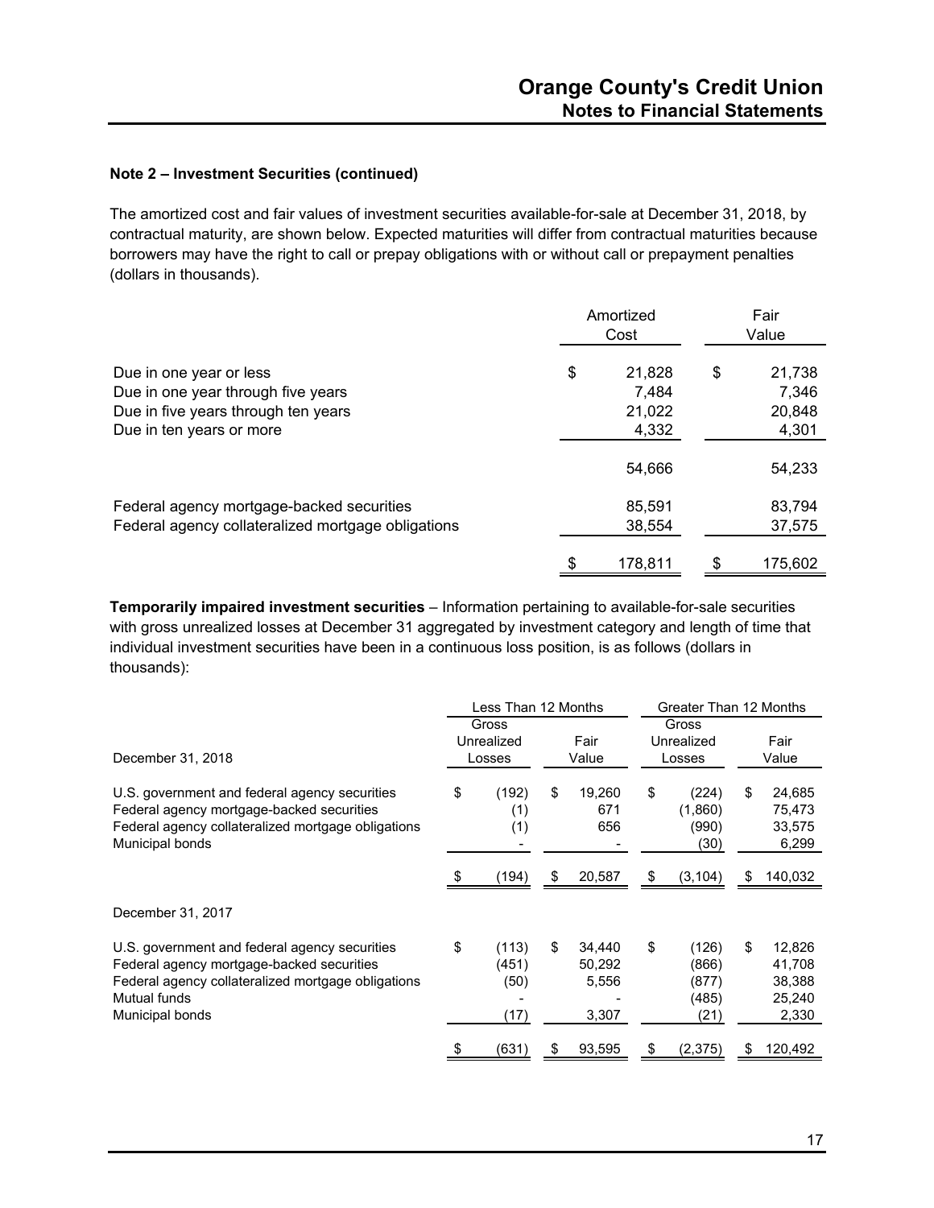### Note 2 – Investment Securities (continued)

The amortized cost and fair values of investment securities available-for-sale at December 31, 2018, by contractual maturity, are shown below. Expected maturities will differ from contractual maturities because borrowers may have the right to call or prepay obligations with or without call or prepayment penalties (dollars in thousands).

| | Amortized Cost | Fair Value |
|---|---|---|
| Due in one year or less | $ 21,828 | $ 21,738 |
| Due in one year through five years | 7,484 | 7,346 |
| Due in five years through ten years | 21,022 | 20,848 |
| Due in ten years or more | 4,332 | 4,301 |
| | 54,666 | 54,233 |
| Federal agency mortgage-backed securities | 85,591 | 83,794 |
| Federal agency collateralized mortgage obligations | 38,554 | 37,575 |
| | $ 178,811 | $ 175,602 |

**Temporarily impaired investment securities** – Information pertaining to available-for-sale securities with gross unrealized losses at December 31 aggregated by investment category and length of time that individual investment securities have been in a continuous loss position, is as follows (dollars in thousands):

| | Less Than 12 Months | | Greater Than 12 Months | |
|---|---|---|---|---|
| December 31, 2018 | Gross Unrealized Losses | Fair Value | Gross Unrealized Losses | Fair Value |
| U.S. government and federal agency securities | $ (192) | $ 19,260 | $ (224) | $ 24,685 |
| Federal agency mortgage-backed securities | (1) | 671 | (1,860) | 75,473 |
| Federal agency collateralized mortgage obligations | (1) | 656 | (990) | 33,575 |
| Municipal bonds | - | - | (30) | 6,299 |
| | $ (194) | $ 20,587 | $ (3,104) | $ 140,032 |
| December 31, 2017 | | | | |
| U.S. government and federal agency securities | $ (113) | $ 34,440 | $ (126) | $ 12,826 |
| Federal agency mortgage-backed securities | (451) | 50,292 | (866) | 41,708 |
| Federal agency collateralized mortgage obligations | (50) | 5,556 | (877) | 38,388 |
| Mutual funds | - | - | (485) | 25,240 |
| Municipal bonds | (17) | 3,307 | (21) | 2,330 |
| | $ (631) | $ 93,595 | $ (2,375) | $ 120,492 |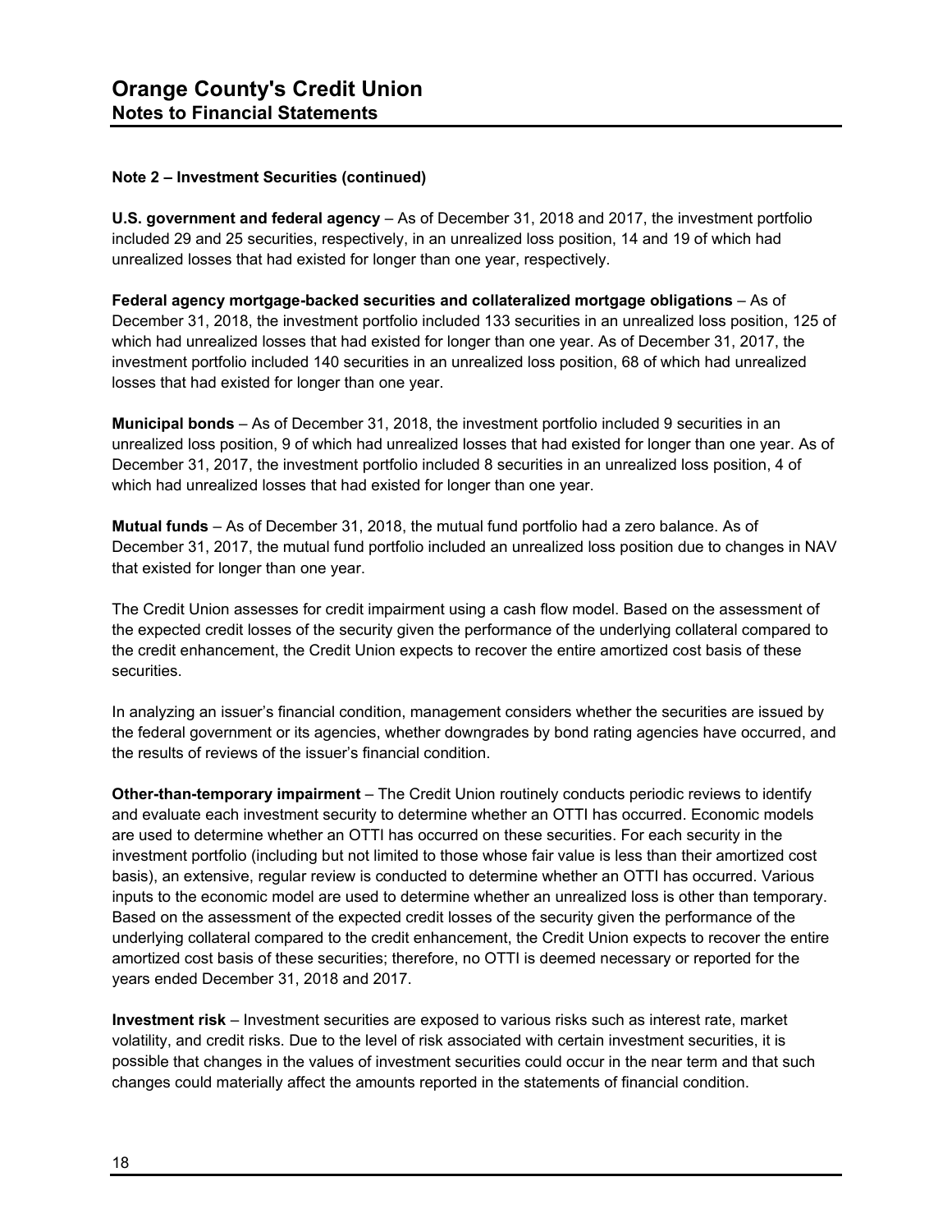**Note 2 – Investment Securities (continued)**

**U.S. government and federal agency** – As of December 31, 2018 and 2017, the investment portfolio included 29 and 25 securities, respectively, in an unrealized loss position, 14 and 19 of which had unrealized losses that had existed for longer than one year, respectively.

**Federal agency mortgage-backed securities and collateralized mortgage obligations** – As of December 31, 2018, the investment portfolio included 133 securities in an unrealized loss position, 125 of which had unrealized losses that had existed for longer than one year. As of December 31, 2017, the investment portfolio included 140 securities in an unrealized loss position, 68 of which had unrealized losses that had existed for longer than one year.

**Municipal bonds** – As of December 31, 2018, the investment portfolio included 9 securities in an unrealized loss position, 9 of which had unrealized losses that had existed for longer than one year. As of December 31, 2017, the investment portfolio included 8 securities in an unrealized loss position, 4 of which had unrealized losses that had existed for longer than one year.

**Mutual funds** – As of December 31, 2018, the mutual fund portfolio had a zero balance. As of December 31, 2017, the mutual fund portfolio included an unrealized loss position due to changes in NAV that existed for longer than one year.

The Credit Union assesses for credit impairment using a cash flow model. Based on the assessment of the expected credit losses of the security given the performance of the underlying collateral compared to the credit enhancement, the Credit Union expects to recover the entire amortized cost basis of these securities.

In analyzing an issuer's financial condition, management considers whether the securities are issued by the federal government or its agencies, whether downgrades by bond rating agencies have occurred, and the results of reviews of the issuer's financial condition.

**Other-than-temporary impairment** – The Credit Union routinely conducts periodic reviews to identify and evaluate each investment security to determine whether an OTTI has occurred. Economic models are used to determine whether an OTTI has occurred on these securities. For each security in the investment portfolio (including but not limited to those whose fair value is less than their amortized cost basis), an extensive, regular review is conducted to determine whether an OTTI has occurred. Various inputs to the economic model are used to determine whether an unrealized loss is other than temporary. Based on the assessment of the expected credit losses of the security given the performance of the underlying collateral compared to the credit enhancement, the Credit Union expects to recover the entire amortized cost basis of these securities; therefore, no OTTI is deemed necessary or reported for the years ended December 31, 2018 and 2017.

**Investment risk** – Investment securities are exposed to various risks such as interest rate, market volatility, and credit risks. Due to the level of risk associated with certain investment securities, it is possible that changes in the values of investment securities could occur in the near term and that such changes could materially affect the amounts reported in the statements of financial condition.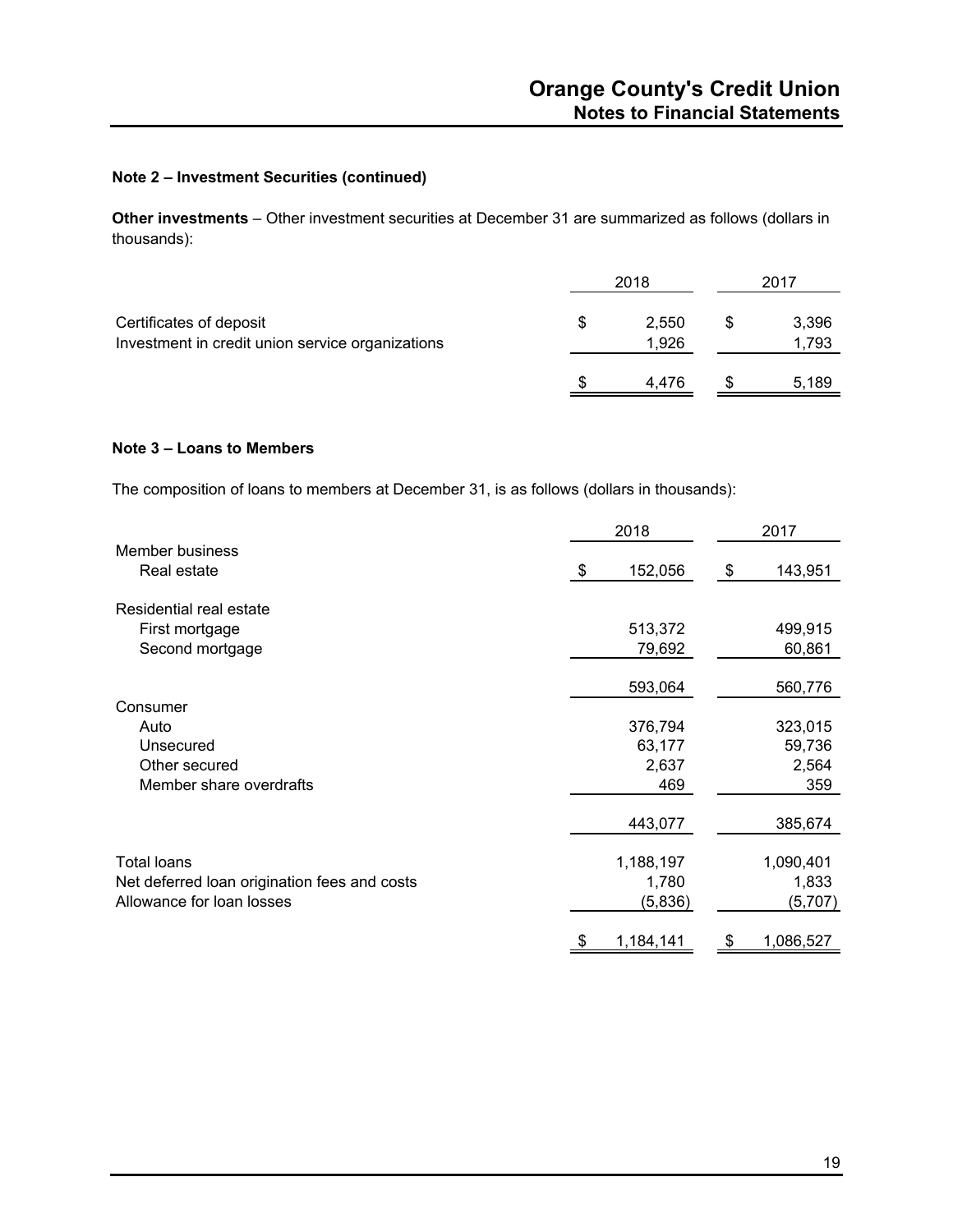**Note 2 – Investment Securities (continued)**

**Other investments** – Other investment securities at December 31 are summarized as follows (dollars in thousands):

| | 2018 | 2017 |
|---|---|---|
| Certificates of deposit | $ 2,550 | $ 3,396 |
| Investment in credit union service organizations | 1,926 | 1,793 |
| | $ 4,476 | $ 5,189 |

**Note 3 – Loans to Members**

The composition of loans to members at December 31, is as follows (dollars in thousands):

| | 2018 | 2017 |
|---|---|---|
| Member business | | |
| Real estate | $ 152,056 | $ 143,951 |
| Residential real estate | | |
| First mortgage | 513,372 | 499,915 |
| Second mortgage | 79,692 | 60,861 |
| | 593,064 | 560,776 |
| Consumer | | |
| Auto | 376,794 | 323,015 |
| Unsecured | 63,177 | 59,736 |
| Other secured | 2,637 | 2,564 |
| Member share overdrafts | 469 | 359 |
| | 443,077 | 385,674 |
| Total loans | 1,188,197 | 1,090,401 |
| Net deferred loan origination fees and costs | 1,780 | 1,833 |
| Allowance for loan losses | (5,836) | (5,707) |
| | $ 1,184,141 | $ 1,086,527 |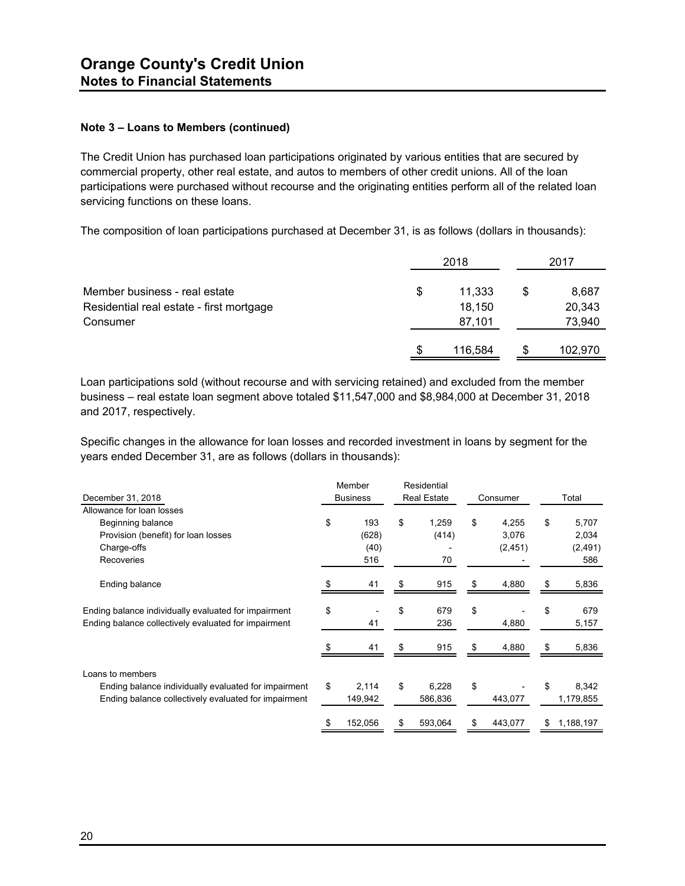**Note 3 – Loans to Members (continued)**

The Credit Union has purchased loan participations originated by various entities that are secured by commercial property, other real estate, and autos to members of other credit unions. All of the loan participations were purchased without recourse and the originating entities perform all of the related loan servicing functions on these loans.

The composition of loan participations purchased at December 31, is as follows (dollars in thousands):

| | 2018 | 2017 |
|---|---|---|
| Member business - real estate | $ 11,333 | $ 8,687 |
| Residential real estate - first mortgage | 18,150 | 20,343 |
| Consumer | 87,101 | 73,940 |
| | $ 116,584 | $ 102,970 |

Loan participations sold (without recourse and with servicing retained) and excluded from the member business – real estate loan segment above totaled $11,547,000 and $8,984,000 at December 31, 2018 and 2017, respectively.

Specific changes in the allowance for loan losses and recorded investment in loans by segment for the years ended December 31, are as follows (dollars in thousands):

| December 31, 2018 | Member Business | Residential Real Estate | Consumer | Total |
|---|---|---|---|---|
| Allowance for loan losses | | | | |
| Beginning balance | $ 193 | $ 1,259 | $ 4,255 | $ 5,707 |
| Provision (benefit) for loan losses | (628) | (414) | 3,076 | 2,034 |
| Charge-offs | (40) | - | (2,451) | (2,491) |
| Recoveries | 516 | 70 | - | 586 |
| Ending balance | $ 41 | $ 915 | $ 4,880 | $ 5,836 |
| Ending balance individually evaluated for impairment | $ - | $ 679 | $ - | $ 679 |
| Ending balance collectively evaluated for impairment | 41 | 236 | 4,880 | 5,157 |
| | $ 41 | $ 915 | $ 4,880 | $ 5,836 |
| Loans to members | | | | |
| Ending balance individually evaluated for impairment | $ 2,114 | $ 6,228 | $ - | $ 8,342 |
| Ending balance collectively evaluated for impairment | 149,942 | 586,836 | 443,077 | 1,179,855 |
| | $ 152,056 | $ 593,064 | $ 443,077 | $ 1,188,197 |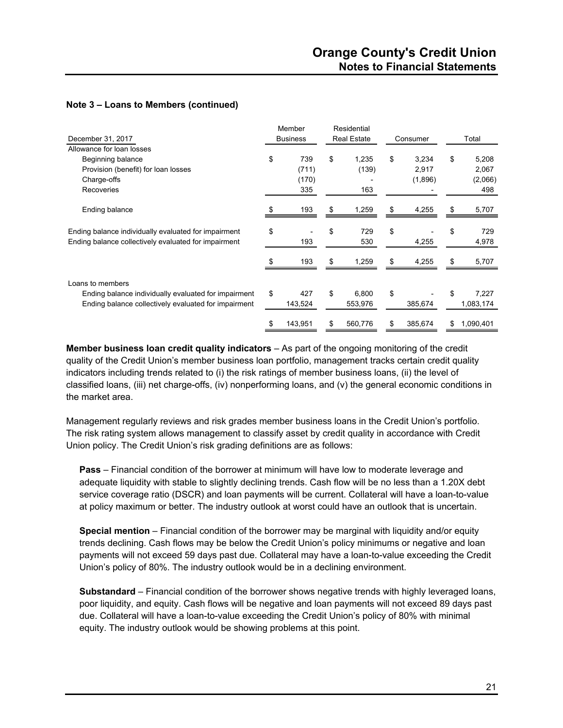## Note 3 – Loans to Members (continued)

| December 31, 2017 | Member Business | Residential Real Estate | Consumer | Total |
|---|---|---|---|---|
| Allowance for loan losses | | | | |
| Beginning balance | $ 739 | $ 1,235 | $ 3,234 | $ 5,208 |
| Provision (benefit) for loan losses | (711) | (139) | 2,917 | 2,067 |
| Charge-offs | (170) | - | (1,896) | (2,066) |
| Recoveries | 335 | 163 | - | 498 |
| Ending balance | $ 193 | $ 1,259 | $ 4,255 | $ 5,707 |
| Ending balance individually evaluated for impairment | $ - | $ 729 | $ - | $ 729 |
| Ending balance collectively evaluated for impairment | 193 | 530 | 4,255 | 4,978 |
| | $ 193 | $ 1,259 | $ 4,255 | $ 5,707 |
| Loans to members | | | | |
| Ending balance individually evaluated for impairment | $ 427 | $ 6,800 | $ - | $ 7,227 |
| Ending balance collectively evaluated for impairment | 143,524 | 553,976 | 385,674 | 1,083,174 |
| | $ 143,951 | $ 560,776 | $ 385,674 | $ 1,090,401 |

**Member business loan credit quality indicators** – As part of the ongoing monitoring of the credit quality of the Credit Union's member business loan portfolio, management tracks certain credit quality indicators including trends related to (i) the risk ratings of member business loans, (ii) the level of classified loans, (iii) net charge-offs, (iv) nonperforming loans, and (v) the general economic conditions in the market area.

Management regularly reviews and risk grades member business loans in the Credit Union's portfolio. The risk rating system allows management to classify asset by credit quality in accordance with Credit Union policy. The Credit Union's risk grading definitions are as follows:

**Pass** – Financial condition of the borrower at minimum will have low to moderate leverage and adequate liquidity with stable to slightly declining trends. Cash flow will be no less than a 1.20X debt service coverage ratio (DSCR) and loan payments will be current. Collateral will have a loan-to-value at policy maximum or better. The industry outlook at worst could have an outlook that is uncertain.

**Special mention** – Financial condition of the borrower may be marginal with liquidity and/or equity trends declining. Cash flows may be below the Credit Union's policy minimums or negative and loan payments will not exceed 59 days past due. Collateral may have a loan-to-value exceeding the Credit Union's policy of 80%. The industry outlook would be in a declining environment.

**Substandard** – Financial condition of the borrower shows negative trends with highly leveraged loans, poor liquidity, and equity. Cash flows will be negative and loan payments will not exceed 89 days past due. Collateral will have a loan-to-value exceeding the Credit Union's policy of 80% with minimal equity. The industry outlook would be showing problems at this point.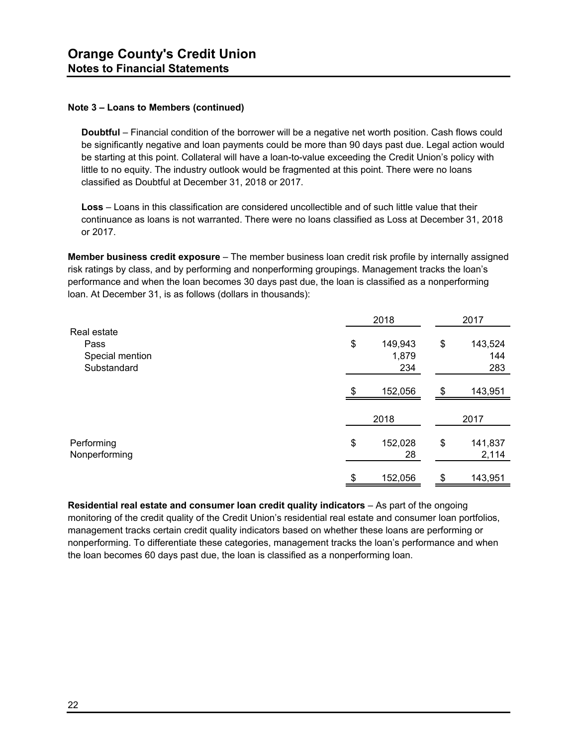# Orange County's Credit Union
## Notes to Financial Statements

**Note 3 – Loans to Members (continued)**

**Doubtful** – Financial condition of the borrower will be a negative net worth position. Cash flows could be significantly negative and loan payments could be more than 90 days past due. Legal action would be starting at this point. Collateral will have a loan-to-value exceeding the Credit Union's policy with little to no equity. The industry outlook would be fragmented at this point. There were no loans classified as Doubtful at December 31, 2018 or 2017.

**Loss** – Loans in this classification are considered uncollectible and of such little value that their continuance as loans is not warranted. There were no loans classified as Loss at December 31, 2018 or 2017.

**Member business credit exposure** – The member business loan credit risk profile by internally assigned risk ratings by class, and by performing and nonperforming groupings. Management tracks the loan's performance and when the loan becomes 30 days past due, the loan is classified as a nonperforming loan. At December 31, is as follows (dollars in thousands):

| | 2018 | 2017 |
|---|---|---|
| Real estate | | |
| Pass | $ 149,943 | $ 143,524 |
| Special mention | 1,879 | 144 |
| Substandard | 234 | 283 |
| | $ 152,056 | $ 143,951 |

| | 2018 | 2017 |
|---|---|---|
| Performing | $ 152,028 | $ 141,837 |
| Nonperforming | 28 | 2,114 |
| | $ 152,056 | $ 143,951 |

**Residential real estate and consumer loan credit quality indicators** – As part of the ongoing monitoring of the credit quality of the Credit Union's residential real estate and consumer loan portfolios, management tracks certain credit quality indicators based on whether these loans are performing or nonperforming. To differentiate these categories, management tracks the loan's performance and when the loan becomes 60 days past due, the loan is classified as a nonperforming loan.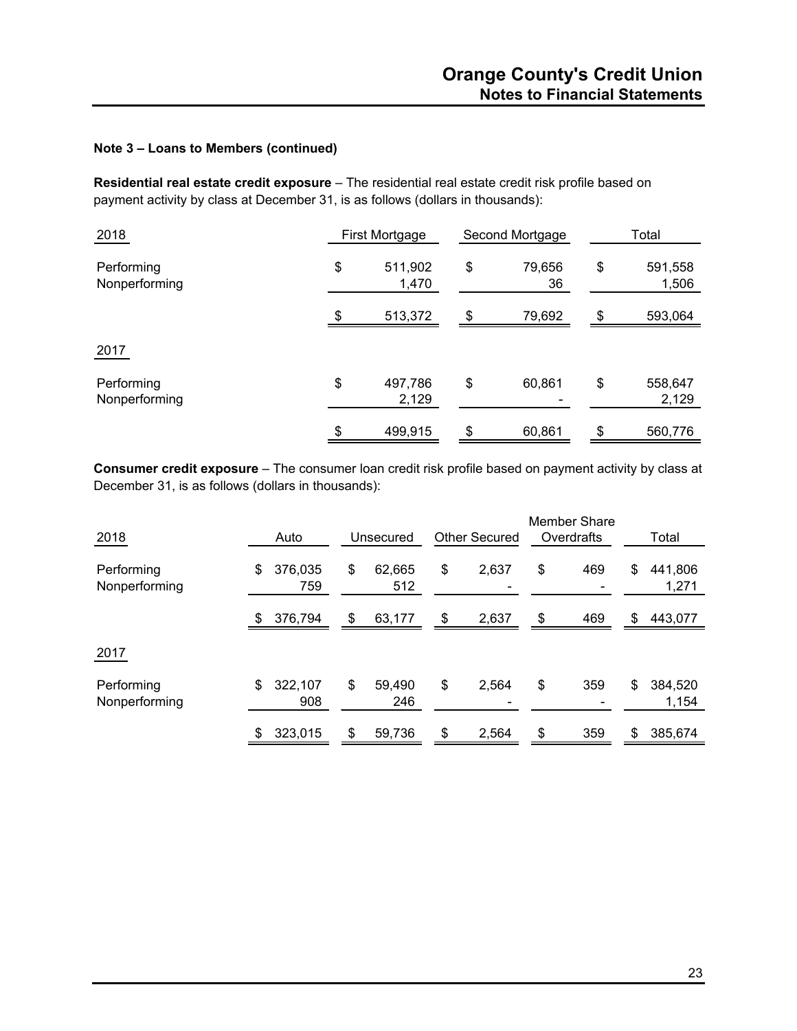**Note 3 – Loans to Members (continued)**

**Residential real estate credit exposure** – The residential real estate credit risk profile based on payment activity by class at December 31, is as follows (dollars in thousands):

| 2018 | First Mortgage | Second Mortgage | Total |
|---|---|---|---|
| Performing | $ 511,902 | $ 79,656 | $ 591,558 |
| Nonperforming | 1,470 | 36 | 1,506 |
| | $ 513,372 | $ 79,692 | $ 593,064 |
| **2017** | | | |
| Performing | $ 497,786 | $ 60,861 | $ 558,647 |
| Nonperforming | 2,129 | - | 2,129 |
| | $ 499,915 | $ 60,861 | $ 560,776 |

**Consumer credit exposure** – The consumer loan credit risk profile based on payment activity by class at December 31, is as follows (dollars in thousands):

| 2018 | Auto | Unsecured | Other Secured | Member Share Overdrafts | Total |
|---|---|---|---|---|---|
| Performing | $ 376,035 | $ 62,665 | $ 2,637 | $ 469 | $ 441,806 |
| Nonperforming | 759 | 512 | - | - | 1,271 |
| | $ 376,794 | $ 63,177 | $ 2,637 | $ 469 | $ 443,077 |
| **2017** | | | | | |
| Performing | $ 322,107 | $ 59,490 | $ 2,564 | $ 359 | $ 384,520 |
| Nonperforming | 908 | 246 | - | - | 1,154 |
| | $ 323,015 | $ 59,736 | $ 2,564 | $ 359 | $ 385,674 |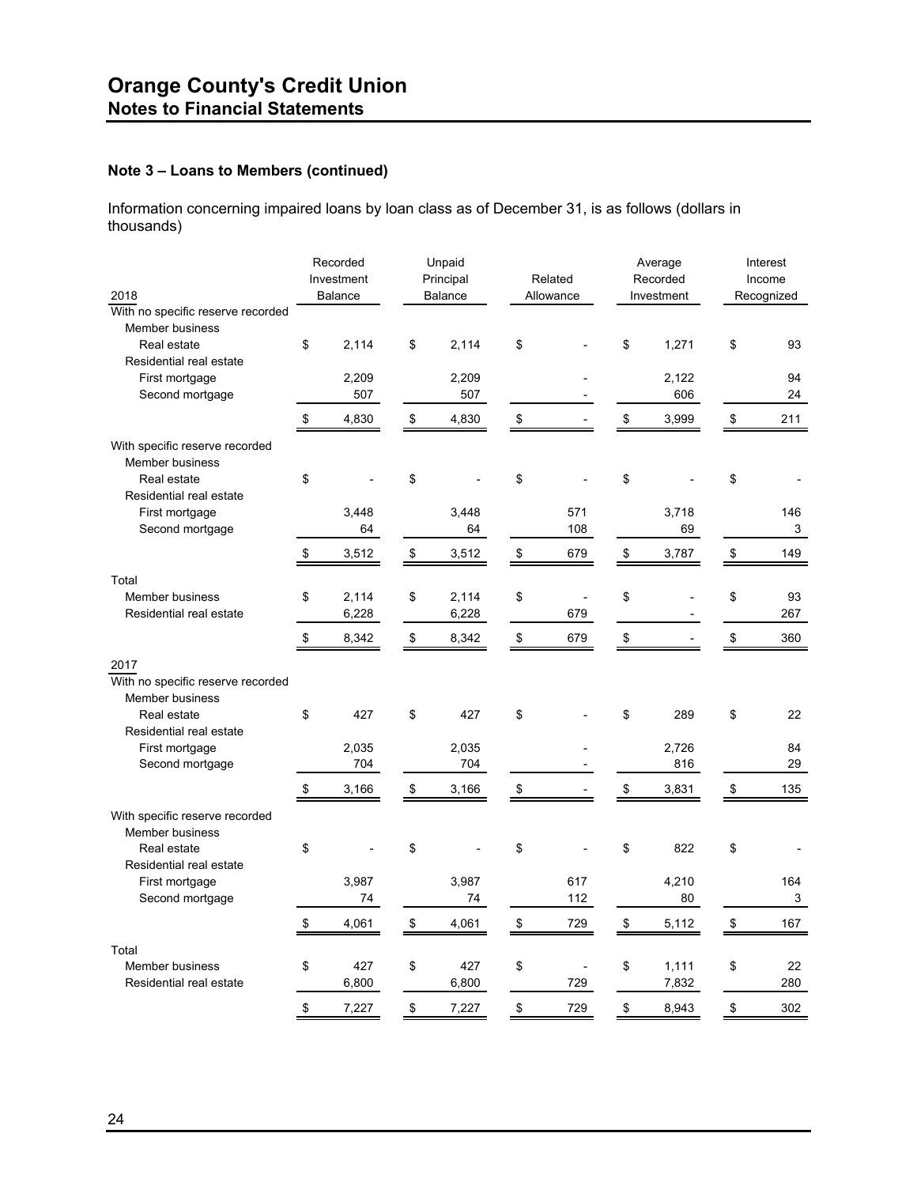# Orange County's Credit Union
## Notes to Financial Statements

### Note 3 – Loans to Members (continued)

Information concerning impaired loans by loan class as of December 31, is as follows (dollars in thousands)

| 2018 | Recorded Investment Balance | Unpaid Principal Balance | Related Allowance | Average Recorded Investment | Interest Income Recognized |
|---|---|---|---|---|---|
| With no specific reserve recorded | | | | | |
| Member business | | | | | |
| Real estate | $ 2,114 | $ 2,114 | $ - | $ 1,271 | $ 93 |
| Residential real estate | | | | | |
| First mortgage | 2,209 | 2,209 | - | 2,122 | 94 |
| Second mortgage | 507 | 507 | - | 606 | 24 |
| | $ 4,830 | $ 4,830 | $ - | $ 3,999 | $ 211 |
| With specific reserve recorded | | | | | |
| Member business | | | | | |
| Real estate | $ - | $ - | $ - | $ - | $ - |
| Residential real estate | | | | | |
| First mortgage | 3,448 | 3,448 | 571 | 3,718 | 146 |
| Second mortgage | 64 | 64 | 108 | 69 | 3 |
| | $ 3,512 | $ 3,512 | $ 679 | $ 3,787 | $ 149 |
| Total | | | | | |
| Member business | $ 2,114 | $ 2,114 | $ - | $ - | $ 93 |
| Residential real estate | 6,228 | 6,228 | 679 | - | 267 |
| | $ 8,342 | $ 8,342 | $ 679 | $ - | $ 360 |

| 2017 | Recorded Investment Balance | Unpaid Principal Balance | Related Allowance | Average Recorded Investment | Interest Income Recognized |
|---|---|---|---|---|---|
| With no specific reserve recorded | | | | | |
| Member business | | | | | |
| Real estate | $ 427 | $ 427 | $ - | $ 289 | $ 22 |
| Residential real estate | | | | | |
| First mortgage | 2,035 | 2,035 | - | 2,726 | 84 |
| Second mortgage | 704 | 704 | - | 816 | 29 |
| | $ 3,166 | $ 3,166 | $ - | $ 3,831 | $ 135 |
| With specific reserve recorded | | | | | |
| Member business | | | | | |
| Real estate | $ - | $ - | $ - | $ 822 | $ - |
| Residential real estate | | | | | |
| First mortgage | 3,987 | 3,987 | 617 | 4,210 | 164 |
| Second mortgage | 74 | 74 | 112 | 80 | 3 |
| | $ 4,061 | $ 4,061 | $ 729 | $ 5,112 | $ 167 |
| Total | | | | | |
| Member business | $ 427 | $ 427 | $ - | $ 1,111 | $ 22 |
| Residential real estate | 6,800 | 6,800 | 729 | 7,832 | 280 |
| | $ 7,227 | $ 7,227 | $ 729 | $ 8,943 | $ 302 |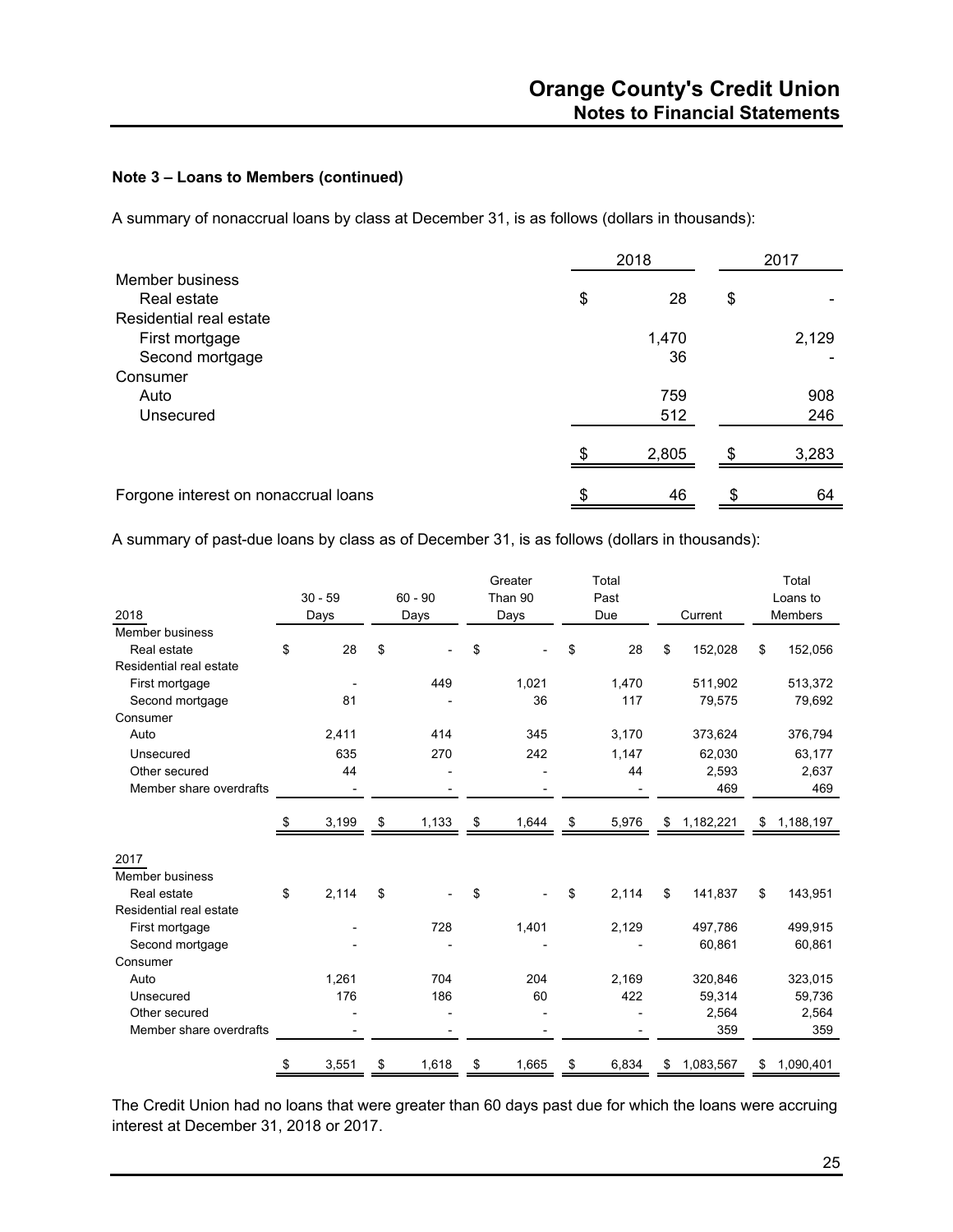### Note 3 – Loans to Members (continued)

A summary of nonaccrual loans by class at December 31, is as follows (dollars in thousands):

| | 2018 | 2017 |
|---|---|---|
| Member business | | |
| Real estate | $ 28 | $ - |
| Residential real estate | | |
| First mortgage | 1,470 | 2,129 |
| Second mortgage | 36 | - |
| Consumer | | |
| Auto | 759 | 908 |
| Unsecured | 512 | 246 |
| | $ 2,805 | $ 3,283 |
| Forgone interest on nonaccrual loans | $ 46 | $ 64 |

A summary of past-due loans by class as of December 31, is as follows (dollars in thousands):

| 2018 | 30 - 59 Days | 60 - 90 Days | Greater Than 90 Days | Total Past Due | Current | Total Loans to Members |
|---|---|---|---|---|---|---|
| Member business | | | | | | |
| Real estate | $ 28 | $ - | $ - | $ 28 | $ 152,028 | $ 152,056 |
| Residential real estate | | | | | | |
| First mortgage | - | 449 | 1,021 | 1,470 | 511,902 | 513,372 |
| Second mortgage | 81 | - | 36 | 117 | 79,575 | 79,692 |
| Consumer | | | | | | |
| Auto | 2,411 | 414 | 345 | 3,170 | 373,624 | 376,794 |
| Unsecured | 635 | 270 | 242 | 1,147 | 62,030 | 63,177 |
| Other secured | 44 | - | - | 44 | 2,593 | 2,637 |
| Member share overdrafts | - | - | - | - | 469 | 469 |
| | $ 3,199 | $ 1,133 | $ 1,644 | $ 5,976 | $ 1,182,221 | $ 1,188,197 |
| **2017** | | | | | | |
| Member business | | | | | | |
| Real estate | $ 2,114 | $ - | $ - | $ 2,114 | $ 141,837 | $ 143,951 |
| Residential real estate | | | | | | |
| First mortgage | - | 728 | 1,401 | 2,129 | 497,786 | 499,915 |
| Second mortgage | - | - | - | - | 60,861 | 60,861 |
| Consumer | | | | | | |
| Auto | 1,261 | 704 | 204 | 2,169 | 320,846 | 323,015 |
| Unsecured | 176 | 186 | 60 | 422 | 59,314 | 59,736 |
| Other secured | - | - | - | - | 2,564 | 2,564 |
| Member share overdrafts | - | - | - | - | 359 | 359 |
| | $ 3,551 | $ 1,618 | $ 1,665 | $ 6,834 | $ 1,083,567 | $ 1,090,401 |

The Credit Union had no loans that were greater than 60 days past due for which the loans were accruing interest at December 31, 2018 or 2017.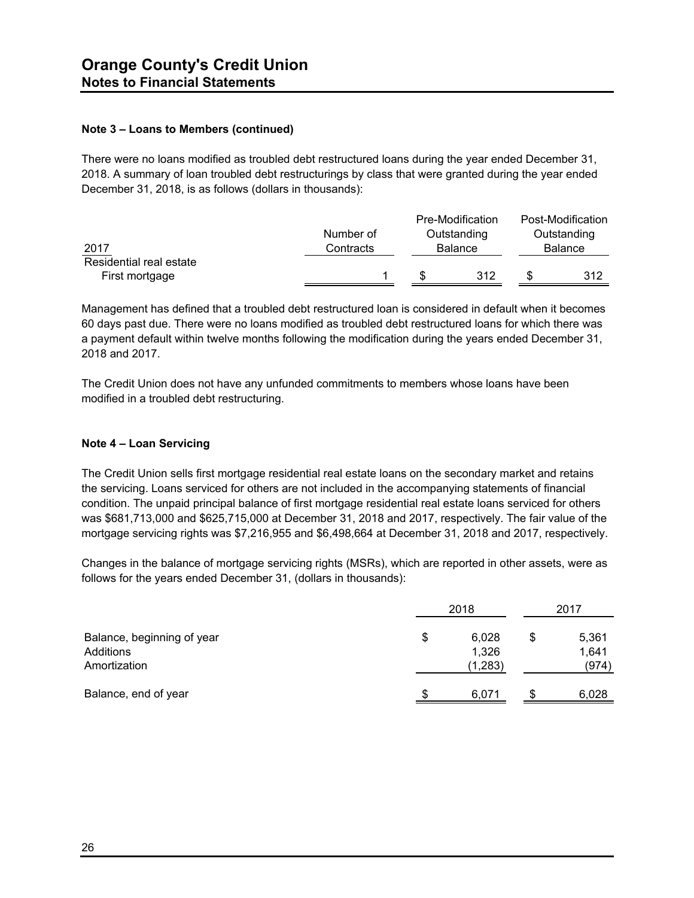# Orange County's Credit Union
## Notes to Financial Statements

### Note 3 – Loans to Members (continued)

There were no loans modified as troubled debt restructured loans during the year ended December 31, 2018. A summary of loan troubled debt restructurings by class that were granted during the year ended December 31, 2018, is as follows (dollars in thousands):

| 2017 | Number of Contracts | Pre-Modification Outstanding Balance | Post-Modification Outstanding Balance |
|---|---|---|---|
| Residential real estate | | | |
| First mortgage | 1 | $ 312 | $ 312 |

Management has defined that a troubled debt restructured loan is considered in default when it becomes 60 days past due. There were no loans modified as troubled debt restructured loans for which there was a payment default within twelve months following the modification during the years ended December 31, 2018 and 2017.

The Credit Union does not have any unfunded commitments to members whose loans have been modified in a troubled debt restructuring.

### Note 4 – Loan Servicing

The Credit Union sells first mortgage residential real estate loans on the secondary market and retains the servicing. Loans serviced for others are not included in the accompanying statements of financial condition. The unpaid principal balance of first mortgage residential real estate loans serviced for others was $681,713,000 and $625,715,000 at December 31, 2018 and 2017, respectively. The fair value of the mortgage servicing rights was $7,216,955 and $6,498,664 at December 31, 2018 and 2017, respectively.

Changes in the balance of mortgage servicing rights (MSRs), which are reported in other assets, were as follows for the years ended December 31, (dollars in thousands):

| | 2018 | 2017 |
|---|---|---|
| Balance, beginning of year | $ 6,028 | $ 5,361 |
| Additions | 1,326 | 1,641 |
| Amortization | (1,283) | (974) |
| Balance, end of year | $ 6,071 | $ 6,028 |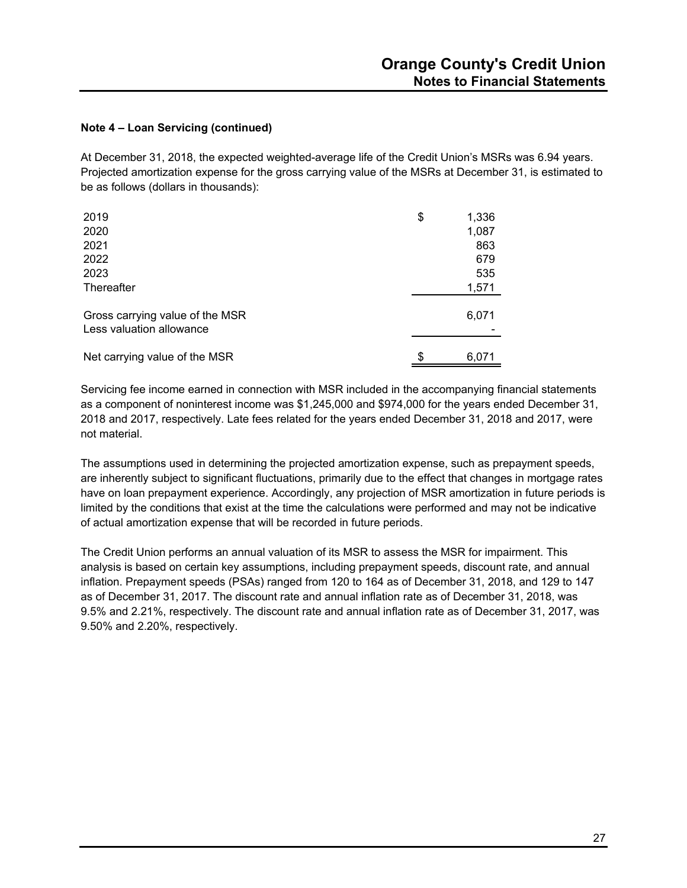### Note 4 – Loan Servicing (continued)

At December 31, 2018, the expected weighted-average life of the Credit Union's MSRs was 6.94 years. Projected amortization expense for the gross carrying value of the MSRs at December 31, is estimated to be as follows (dollars in thousands):

| | |
|---|---|
| 2019 | $ 1,336 |
| 2020 | 1,087 |
| 2021 | 863 |
| 2022 | 679 |
| 2023 | 535 |
| Thereafter | 1,571 |
| Gross carrying value of the MSR | 6,071 |
| Less valuation allowance | - |
| Net carrying value of the MSR | $ 6,071 |

Servicing fee income earned in connection with MSR included in the accompanying financial statements as a component of noninterest income was $1,245,000 and $974,000 for the years ended December 31, 2018 and 2017, respectively. Late fees related for the years ended December 31, 2018 and 2017, were not material.

The assumptions used in determining the projected amortization expense, such as prepayment speeds, are inherently subject to significant fluctuations, primarily due to the effect that changes in mortgage rates have on loan prepayment experience. Accordingly, any projection of MSR amortization in future periods is limited by the conditions that exist at the time the calculations were performed and may not be indicative of actual amortization expense that will be recorded in future periods.

The Credit Union performs an annual valuation of its MSR to assess the MSR for impairment. This analysis is based on certain key assumptions, including prepayment speeds, discount rate, and annual inflation. Prepayment speeds (PSAs) ranged from 120 to 164 as of December 31, 2018, and 129 to 147 as of December 31, 2017. The discount rate and annual inflation rate as of December 31, 2018, was 9.5% and 2.21%, respectively. The discount rate and annual inflation rate as of December 31, 2017, was 9.50% and 2.20%, respectively.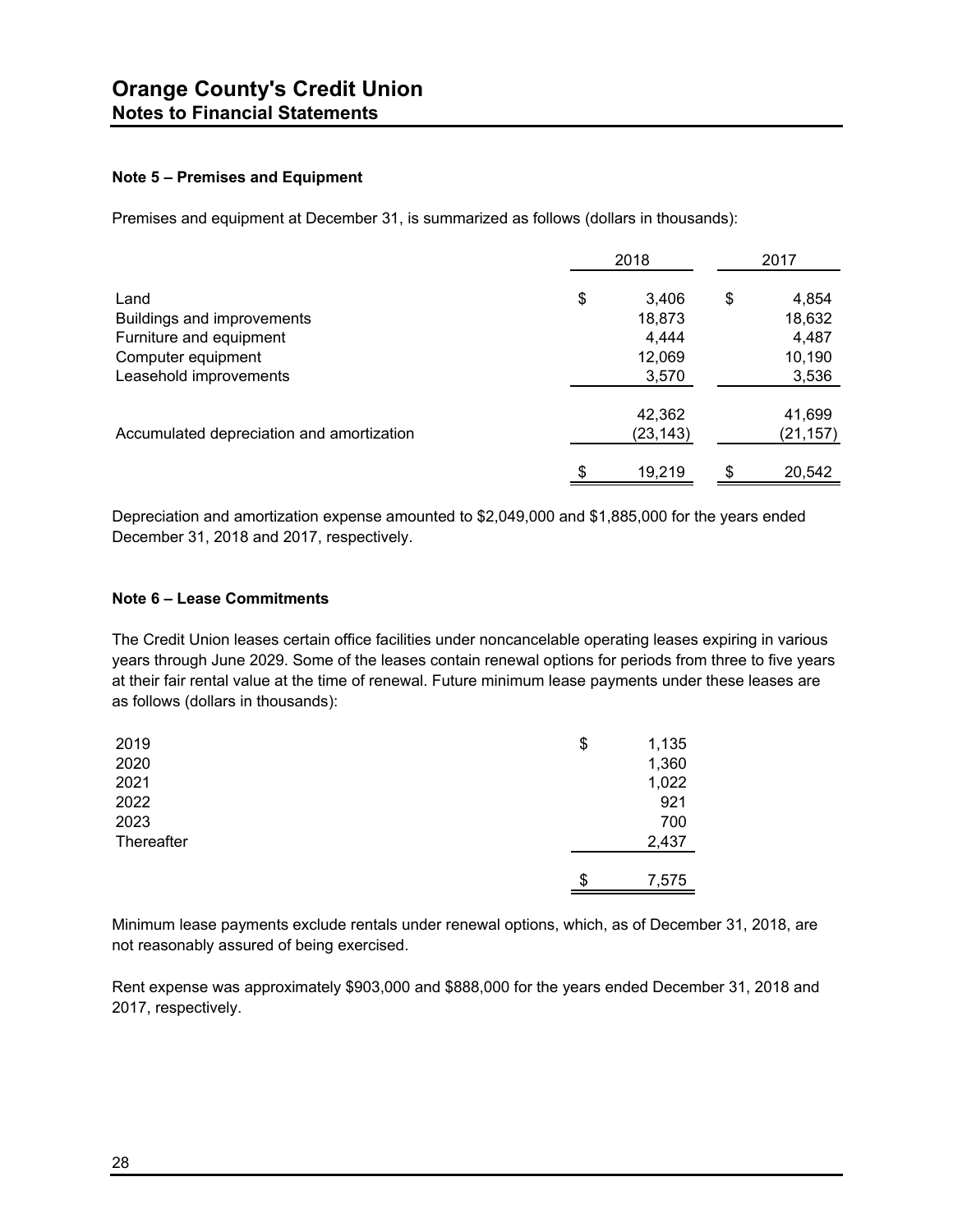# Orange County's Credit Union
## Notes to Financial Statements

### Note 5 – Premises and Equipment

Premises and equipment at December 31, is summarized as follows (dollars in thousands):

| | 2018 | 2017 |
|---|---|---|
| Land | $ 3,406 | $ 4,854 |
| Buildings and improvements | 18,873 | 18,632 |
| Furniture and equipment | 4,444 | 4,487 |
| Computer equipment | 12,069 | 10,190 |
| Leasehold improvements | 3,570 | 3,536 |
| | 42,362 | 41,699 |
| Accumulated depreciation and amortization | (23,143) | (21,157) |
| | $ 19,219 | $ 20,542 |

Depreciation and amortization expense amounted to $2,049,000 and $1,885,000 for the years ended December 31, 2018 and 2017, respectively.

### Note 6 – Lease Commitments

The Credit Union leases certain office facilities under noncancelable operating leases expiring in various years through June 2029. Some of the leases contain renewal options for periods from three to five years at their fair rental value at the time of renewal. Future minimum lease payments under these leases are as follows (dollars in thousands):

| | |
|---|---|
| 2019 | $ 1,135 |
| 2020 | 1,360 |
| 2021 | 1,022 |
| 2022 | 921 |
| 2023 | 700 |
| Thereafter | 2,437 |
| | $ 7,575 |

Minimum lease payments exclude rentals under renewal options, which, as of December 31, 2018, are not reasonably assured of being exercised.

Rent expense was approximately $903,000 and $888,000 for the years ended December 31, 2018 and 2017, respectively.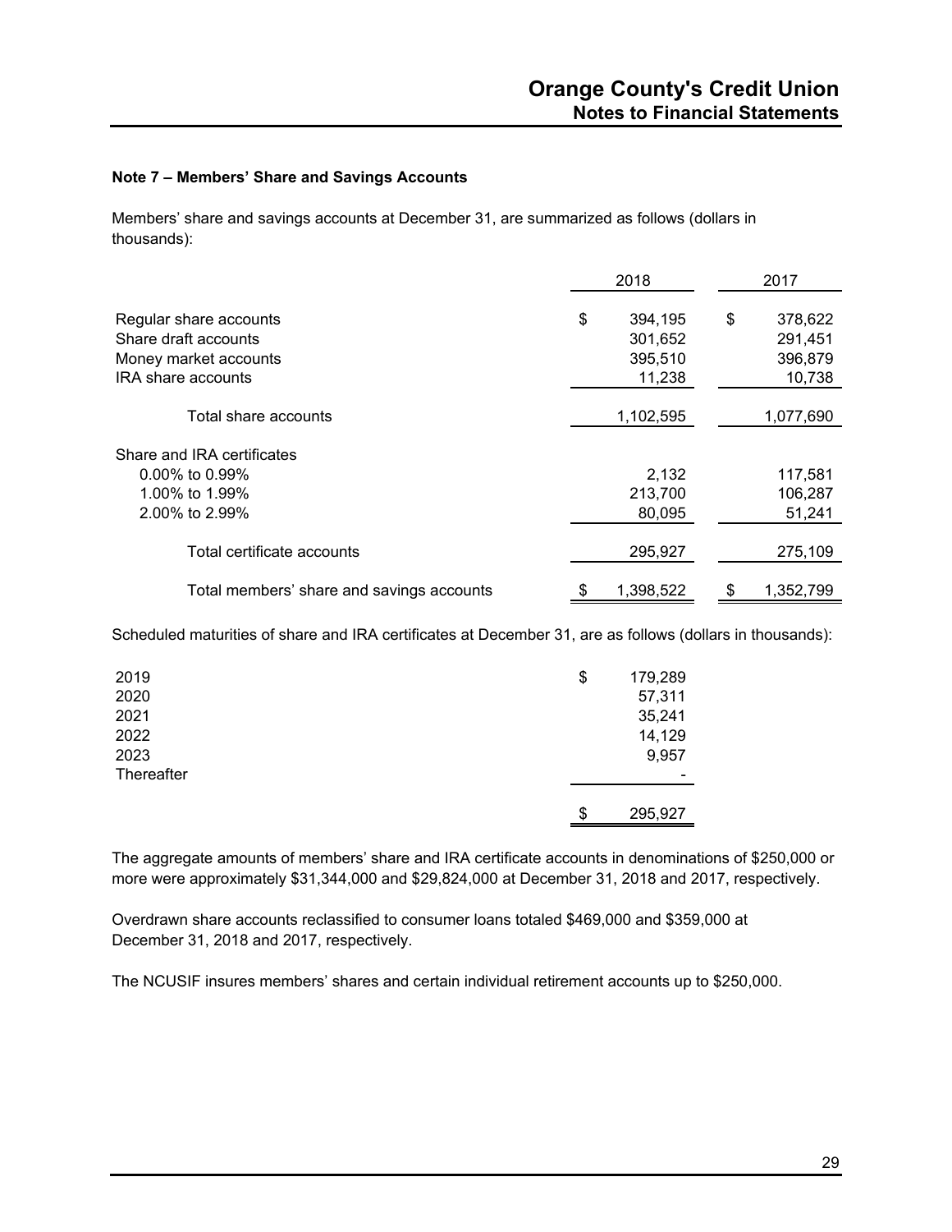### Note 7 – Members' Share and Savings Accounts

Members' share and savings accounts at December 31, are summarized as follows (dollars in thousands):

| | 2018 | 2017 |
|---|---|---|
| Regular share accounts | $ 394,195 | $ 378,622 |
| Share draft accounts | 301,652 | 291,451 |
| Money market accounts | 395,510 | 396,879 |
| IRA share accounts | 11,238 | 10,738 |
| Total share accounts | 1,102,595 | 1,077,690 |
| Share and IRA certificates | | |
| 0.00% to 0.99% | 2,132 | 117,581 |
| 1.00% to 1.99% | 213,700 | 106,287 |
| 2.00% to 2.99% | 80,095 | 51,241 |
| Total certificate accounts | 295,927 | 275,109 |
| Total members' share and savings accounts | $ 1,398,522 | $ 1,352,799 |

Scheduled maturities of share and IRA certificates at December 31, are as follows (dollars in thousands):

| | |
|---|---|
| 2019 | $ 179,289 |
| 2020 | 57,311 |
| 2021 | 35,241 |
| 2022 | 14,129 |
| 2023 | 9,957 |
| Thereafter | - |
| | $ 295,927 |

The aggregate amounts of members' share and IRA certificate accounts in denominations of $250,000 or more were approximately $31,344,000 and $29,824,000 at December 31, 2018 and 2017, respectively.

Overdrawn share accounts reclassified to consumer loans totaled $469,000 and $359,000 at December 31, 2018 and 2017, respectively.

The NCUSIF insures members' shares and certain individual retirement accounts up to $250,000.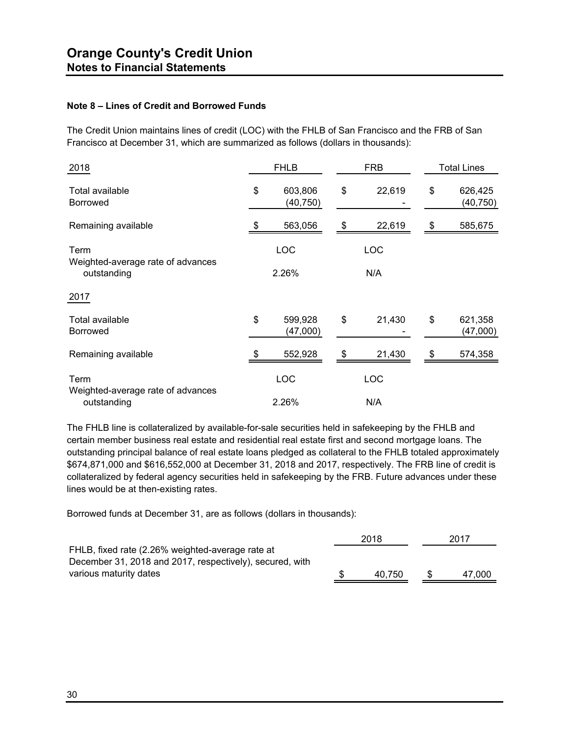## Orange County's Credit Union
### Notes to Financial Statements

**Note 8 – Lines of Credit and Borrowed Funds**

The Credit Union maintains lines of credit (LOC) with the FHLB of San Francisco and the FRB of San Francisco at December 31, which are summarized as follows (dollars in thousands):

| 2018 | FHLB | FRB | Total Lines |
|---|---|---|---|
| Total available | $ 603,806 | $ 22,619 | $ 626,425 |
| Borrowed | (40,750) | - | (40,750) |
| Remaining available | $ 563,056 | $ 22,619 | $ 585,675 |
| Term | LOC | LOC | |
| Weighted-average rate of advances outstanding | 2.26% | N/A | |
| **2017** | | | |
| Total available | $ 599,928 | $ 21,430 | $ 621,358 |
| Borrowed | (47,000) | - | (47,000) |
| Remaining available | $ 552,928 | $ 21,430 | $ 574,358 |
| Term | LOC | LOC | |
| Weighted-average rate of advances outstanding | 2.26% | N/A | |

The FHLB line is collateralized by available-for-sale securities held in safekeeping by the FHLB and certain member business real estate and residential real estate first and second mortgage loans. The outstanding principal balance of real estate loans pledged as collateral to the FHLB totaled approximately $674,871,000 and $616,552,000 at December 31, 2018 and 2017, respectively. The FRB line of credit is collateralized by federal agency securities held in safekeeping by the FRB. Future advances under these lines would be at then-existing rates.

Borrowed funds at December 31, are as follows (dollars in thousands):

| | 2018 | 2017 |
|---|---|---|
| FHLB, fixed rate (2.26% weighted-average rate at December 31, 2018 and 2017, respectively), secured, with various maturity dates | $ 40,750 | $ 47,000 |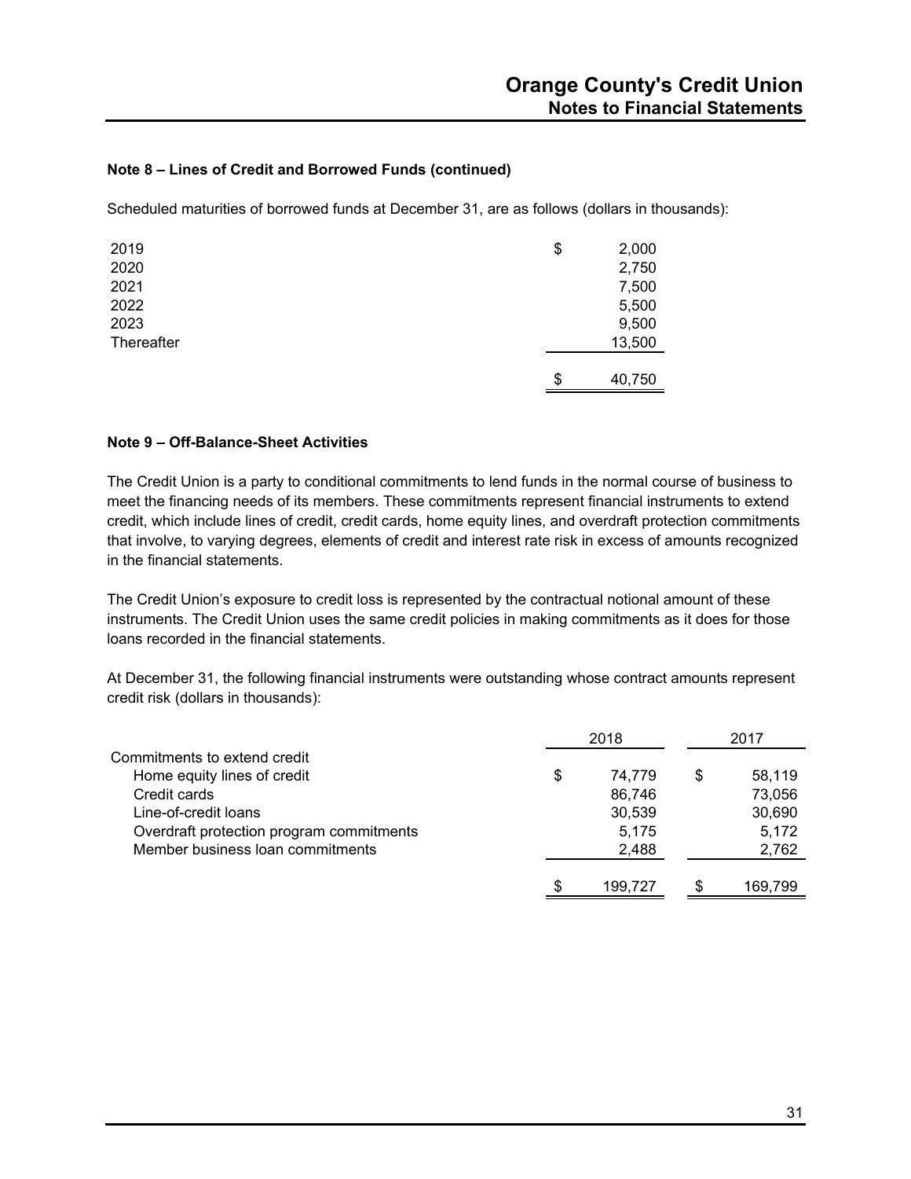### Note 8 – Lines of Credit and Borrowed Funds (continued)

Scheduled maturities of borrowed funds at December 31, are as follows (dollars in thousands):

| | |
|---|---|
| 2019 | $ 2,000 |
| 2020 | 2,750 |
| 2021 | 7,500 |
| 2022 | 5,500 |
| 2023 | 9,500 |
| Thereafter | 13,500 |
| | $ 40,750 |

### Note 9 – Off-Balance-Sheet Activities

The Credit Union is a party to conditional commitments to lend funds in the normal course of business to meet the financing needs of its members. These commitments represent financial instruments to extend credit, which include lines of credit, credit cards, home equity lines, and overdraft protection commitments that involve, to varying degrees, elements of credit and interest rate risk in excess of amounts recognized in the financial statements.

The Credit Union's exposure to credit loss is represented by the contractual notional amount of these instruments. The Credit Union uses the same credit policies in making commitments as it does for those loans recorded in the financial statements.

At December 31, the following financial instruments were outstanding whose contract amounts represent credit risk (dollars in thousands):

| | 2018 | 2017 |
|---|---|---|
| Commitments to extend credit | | |
| Home equity lines of credit | $ 74,779 | $ 58,119 |
| Credit cards | 86,746 | 73,056 |
| Line-of-credit loans | 30,539 | 30,690 |
| Overdraft protection program commitments | 5,175 | 5,172 |
| Member business loan commitments | 2,488 | 2,762 |
| | $ 199,727 | $ 169,799 |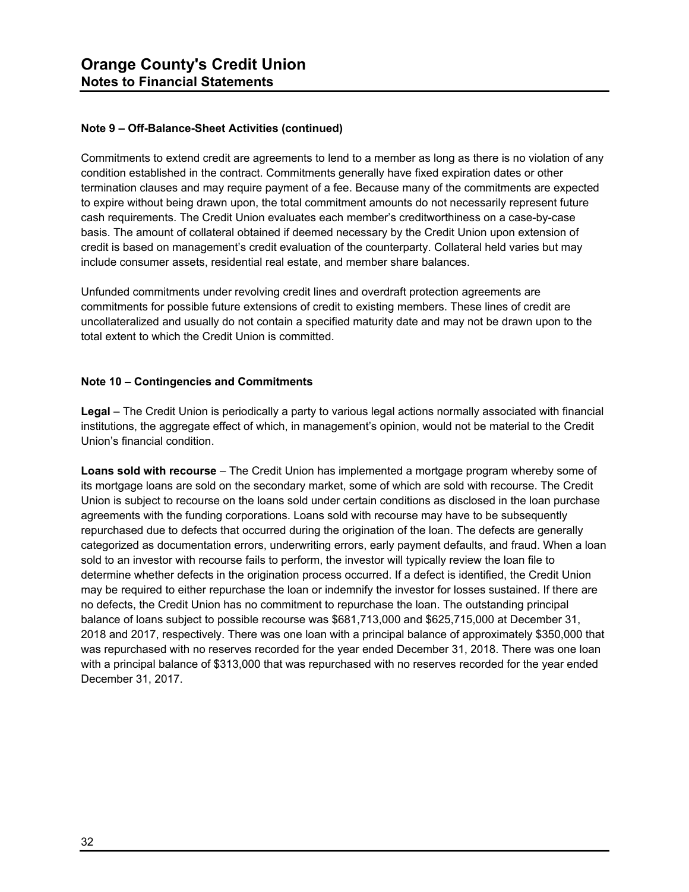### Note 9 – Off-Balance-Sheet Activities (continued)

Commitments to extend credit are agreements to lend to a member as long as there is no violation of any condition established in the contract. Commitments generally have fixed expiration dates or other termination clauses and may require payment of a fee. Because many of the commitments are expected to expire without being drawn upon, the total commitment amounts do not necessarily represent future cash requirements. The Credit Union evaluates each member's creditworthiness on a case-by-case basis. The amount of collateral obtained if deemed necessary by the Credit Union upon extension of credit is based on management's credit evaluation of the counterparty. Collateral held varies but may include consumer assets, residential real estate, and member share balances.

Unfunded commitments under revolving credit lines and overdraft protection agreements are commitments for possible future extensions of credit to existing members. These lines of credit are uncollateralized and usually do not contain a specified maturity date and may not be drawn upon to the total extent to which the Credit Union is committed.

### Note 10 – Contingencies and Commitments

**Legal** – The Credit Union is periodically a party to various legal actions normally associated with financial institutions, the aggregate effect of which, in management's opinion, would not be material to the Credit Union's financial condition.

**Loans sold with recourse** – The Credit Union has implemented a mortgage program whereby some of its mortgage loans are sold on the secondary market, some of which are sold with recourse. The Credit Union is subject to recourse on the loans sold under certain conditions as disclosed in the loan purchase agreements with the funding corporations. Loans sold with recourse may have to be subsequently repurchased due to defects that occurred during the origination of the loan. The defects are generally categorized as documentation errors, underwriting errors, early payment defaults, and fraud. When a loan sold to an investor with recourse fails to perform, the investor will typically review the loan file to determine whether defects in the origination process occurred. If a defect is identified, the Credit Union may be required to either repurchase the loan or indemnify the investor for losses sustained. If there are no defects, the Credit Union has no commitment to repurchase the loan. The outstanding principal balance of loans subject to possible recourse was $681,713,000 and $625,715,000 at December 31, 2018 and 2017, respectively. There was one loan with a principal balance of approximately $350,000 that was repurchased with no reserves recorded for the year ended December 31, 2018. There was one loan with a principal balance of $313,000 that was repurchased with no reserves recorded for the year ended December 31, 2017.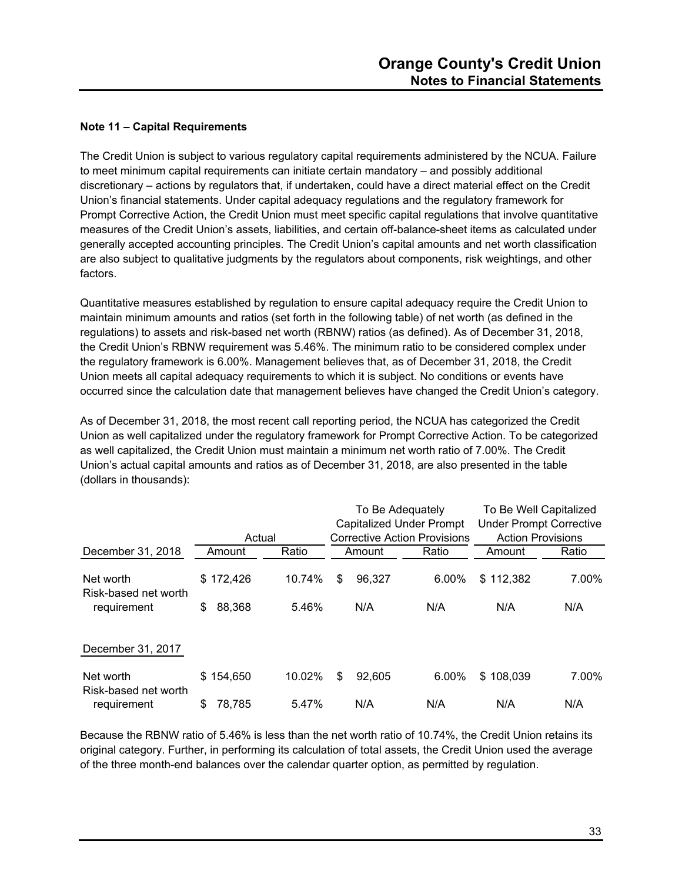## Note 11 – Capital Requirements

The Credit Union is subject to various regulatory capital requirements administered by the NCUA. Failure to meet minimum capital requirements can initiate certain mandatory – and possibly additional discretionary – actions by regulators that, if undertaken, could have a direct material effect on the Credit Union's financial statements. Under capital adequacy regulations and the regulatory framework for Prompt Corrective Action, the Credit Union must meet specific capital regulations that involve quantitative measures of the Credit Union's assets, liabilities, and certain off-balance-sheet items as calculated under generally accepted accounting principles. The Credit Union's capital amounts and net worth classification are also subject to qualitative judgments by the regulators about components, risk weightings, and other factors.

Quantitative measures established by regulation to ensure capital adequacy require the Credit Union to maintain minimum amounts and ratios (set forth in the following table) of net worth (as defined in the regulations) to assets and risk-based net worth (RBNW) ratios (as defined). As of December 31, 2018, the Credit Union's RBNW requirement was 5.46%. The minimum ratio to be considered complex under the regulatory framework is 6.00%. Management believes that, as of December 31, 2018, the Credit Union meets all capital adequacy requirements to which it is subject. No conditions or events have occurred since the calculation date that management believes have changed the Credit Union's category.

As of December 31, 2018, the most recent call reporting period, the NCUA has categorized the Credit Union as well capitalized under the regulatory framework for Prompt Corrective Action. To be categorized as well capitalized, the Credit Union must maintain a minimum net worth ratio of 7.00%. The Credit Union's actual capital amounts and ratios as of December 31, 2018, are also presented in the table (dollars in thousands):

| | Actual | | To Be Adequately Capitalized Under Prompt Corrective Action Provisions | | To Be Well Capitalized Under Prompt Corrective Action Provisions | |
|---|---|---|---|---|---|---|
| December 31, 2018 | Amount | Ratio | Amount | Ratio | Amount | Ratio |
| Net worth | $ 172,426 | 10.74% | $ 96,327 | 6.00% | $ 112,382 | 7.00% |
| Risk-based net worth requirement | $ 88,368 | 5.46% | N/A | N/A | N/A | N/A |
| December 31, 2017 | | | | | | |
| Net worth | $ 154,650 | 10.02% | $ 92,605 | 6.00% | $ 108,039 | 7.00% |
| Risk-based net worth requirement | $ 78,785 | 5.47% | N/A | N/A | N/A | N/A |

Because the RBNW ratio of 5.46% is less than the net worth ratio of 10.74%, the Credit Union retains its original category. Further, in performing its calculation of total assets, the Credit Union used the average of the three month-end balances over the calendar quarter option, as permitted by regulation.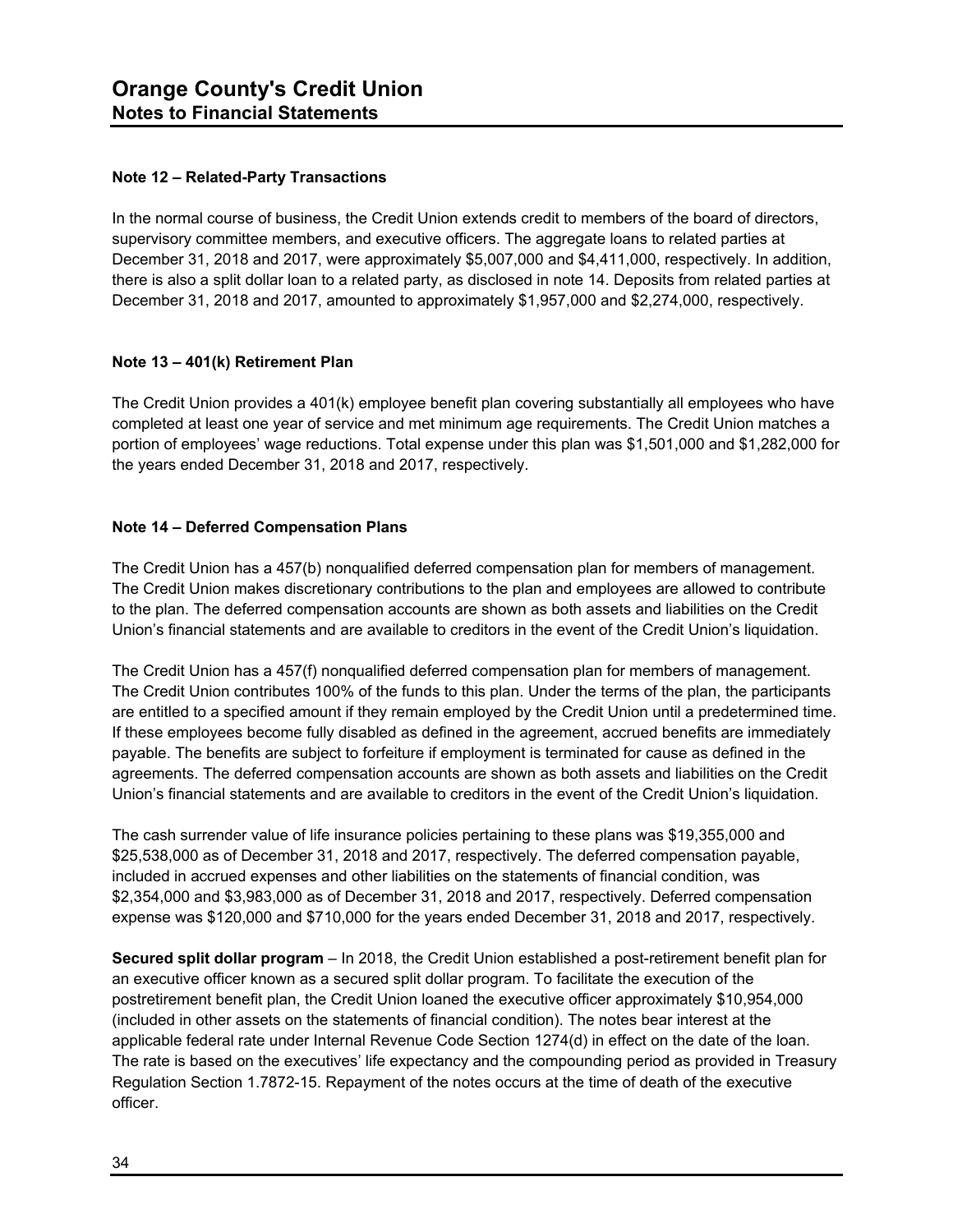# Orange County's Credit Union
## Notes to Financial Statements

### Note 12 – Related-Party Transactions

In the normal course of business, the Credit Union extends credit to members of the board of directors, supervisory committee members, and executive officers. The aggregate loans to related parties at December 31, 2018 and 2017, were approximately $5,007,000 and $4,411,000, respectively. In addition, there is also a split dollar loan to a related party, as disclosed in note 14. Deposits from related parties at December 31, 2018 and 2017, amounted to approximately $1,957,000 and $2,274,000, respectively.

### Note 13 – 401(k) Retirement Plan

The Credit Union provides a 401(k) employee benefit plan covering substantially all employees who have completed at least one year of service and met minimum age requirements. The Credit Union matches a portion of employees' wage reductions. Total expense under this plan was $1,501,000 and $1,282,000 for the years ended December 31, 2018 and 2017, respectively.

### Note 14 – Deferred Compensation Plans

The Credit Union has a 457(b) nonqualified deferred compensation plan for members of management. The Credit Union makes discretionary contributions to the plan and employees are allowed to contribute to the plan. The deferred compensation accounts are shown as both assets and liabilities on the Credit Union's financial statements and are available to creditors in the event of the Credit Union's liquidation.

The Credit Union has a 457(f) nonqualified deferred compensation plan for members of management. The Credit Union contributes 100% of the funds to this plan. Under the terms of the plan, the participants are entitled to a specified amount if they remain employed by the Credit Union until a predetermined time. If these employees become fully disabled as defined in the agreement, accrued benefits are immediately payable. The benefits are subject to forfeiture if employment is terminated for cause as defined in the agreements. The deferred compensation accounts are shown as both assets and liabilities on the Credit Union's financial statements and are available to creditors in the event of the Credit Union's liquidation.

The cash surrender value of life insurance policies pertaining to these plans was $19,355,000 and $25,538,000 as of December 31, 2018 and 2017, respectively. The deferred compensation payable, included in accrued expenses and other liabilities on the statements of financial condition, was $2,354,000 and $3,983,000 as of December 31, 2018 and 2017, respectively. Deferred compensation expense was $120,000 and $710,000 for the years ended December 31, 2018 and 2017, respectively.

**Secured split dollar program** – In 2018, the Credit Union established a post-retirement benefit plan for an executive officer known as a secured split dollar program. To facilitate the execution of the postretirement benefit plan, the Credit Union loaned the executive officer approximately $10,954,000 (included in other assets on the statements of financial condition). The notes bear interest at the applicable federal rate under Internal Revenue Code Section 1274(d) in effect on the date of the loan. The rate is based on the executives' life expectancy and the compounding period as provided in Treasury Regulation Section 1.7872-15. Repayment of the notes occurs at the time of death of the executive officer.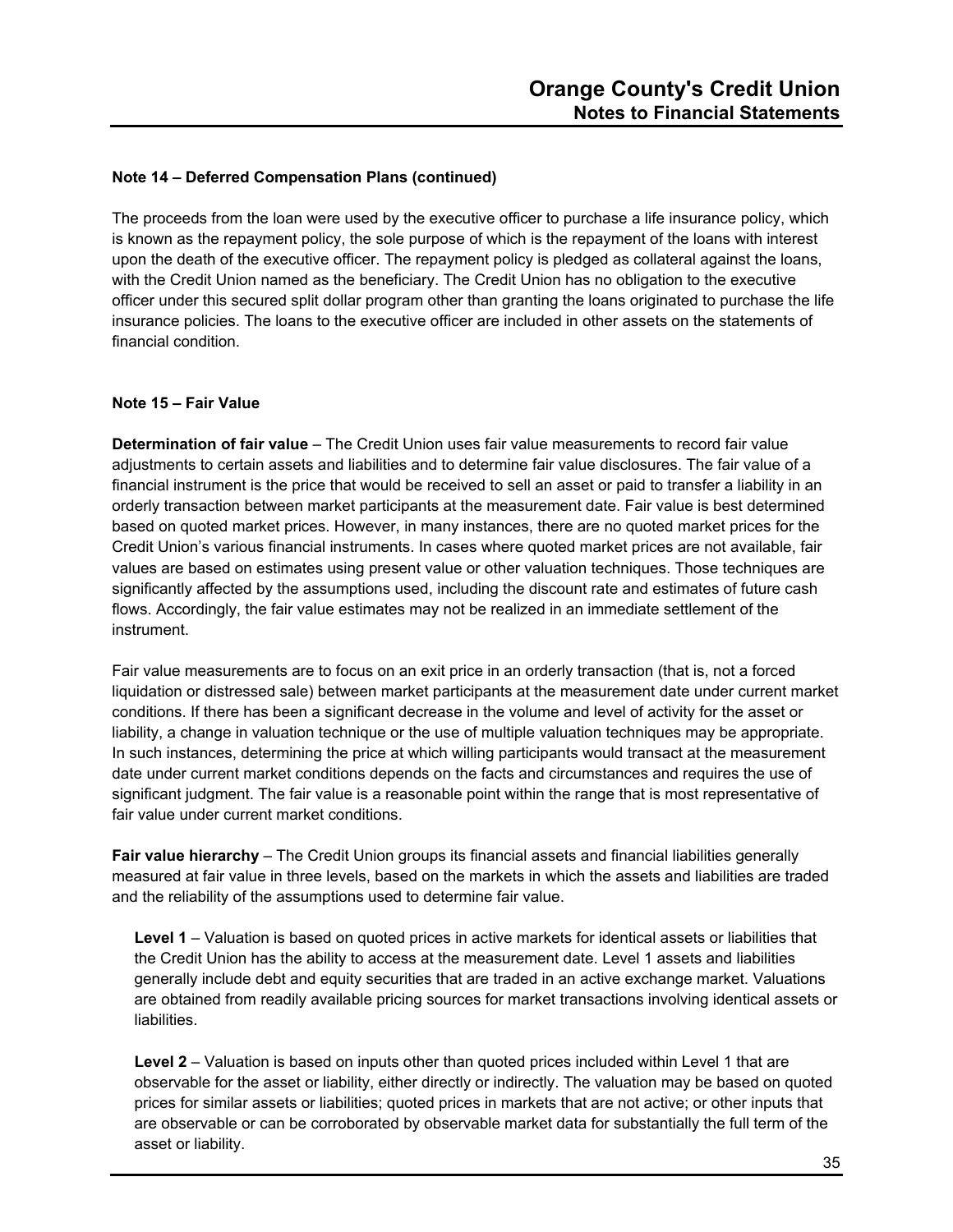**Note 14 – Deferred Compensation Plans (continued)**

The proceeds from the loan were used by the executive officer to purchase a life insurance policy, which is known as the repayment policy, the sole purpose of which is the repayment of the loans with interest upon the death of the executive officer. The repayment policy is pledged as collateral against the loans, with the Credit Union named as the beneficiary. The Credit Union has no obligation to the executive officer under this secured split dollar program other than granting the loans originated to purchase the life insurance policies. The loans to the executive officer are included in other assets on the statements of financial condition.

**Note 15 – Fair Value**

**Determination of fair value** – The Credit Union uses fair value measurements to record fair value adjustments to certain assets and liabilities and to determine fair value disclosures. The fair value of a financial instrument is the price that would be received to sell an asset or paid to transfer a liability in an orderly transaction between market participants at the measurement date. Fair value is best determined based on quoted market prices. However, in many instances, there are no quoted market prices for the Credit Union's various financial instruments. In cases where quoted market prices are not available, fair values are based on estimates using present value or other valuation techniques. Those techniques are significantly affected by the assumptions used, including the discount rate and estimates of future cash flows. Accordingly, the fair value estimates may not be realized in an immediate settlement of the instrument.

Fair value measurements are to focus on an exit price in an orderly transaction (that is, not a forced liquidation or distressed sale) between market participants at the measurement date under current market conditions. If there has been a significant decrease in the volume and level of activity for the asset or liability, a change in valuation technique or the use of multiple valuation techniques may be appropriate. In such instances, determining the price at which willing participants would transact at the measurement date under current market conditions depends on the facts and circumstances and requires the use of significant judgment. The fair value is a reasonable point within the range that is most representative of fair value under current market conditions.

**Fair value hierarchy** – The Credit Union groups its financial assets and financial liabilities generally measured at fair value in three levels, based on the markets in which the assets and liabilities are traded and the reliability of the assumptions used to determine fair value.

**Level 1** – Valuation is based on quoted prices in active markets for identical assets or liabilities that the Credit Union has the ability to access at the measurement date. Level 1 assets and liabilities generally include debt and equity securities that are traded in an active exchange market. Valuations are obtained from readily available pricing sources for market transactions involving identical assets or liabilities.

**Level 2** – Valuation is based on inputs other than quoted prices included within Level 1 that are observable for the asset or liability, either directly or indirectly. The valuation may be based on quoted prices for similar assets or liabilities; quoted prices in markets that are not active; or other inputs that are observable or can be corroborated by observable market data for substantially the full term of the asset or liability.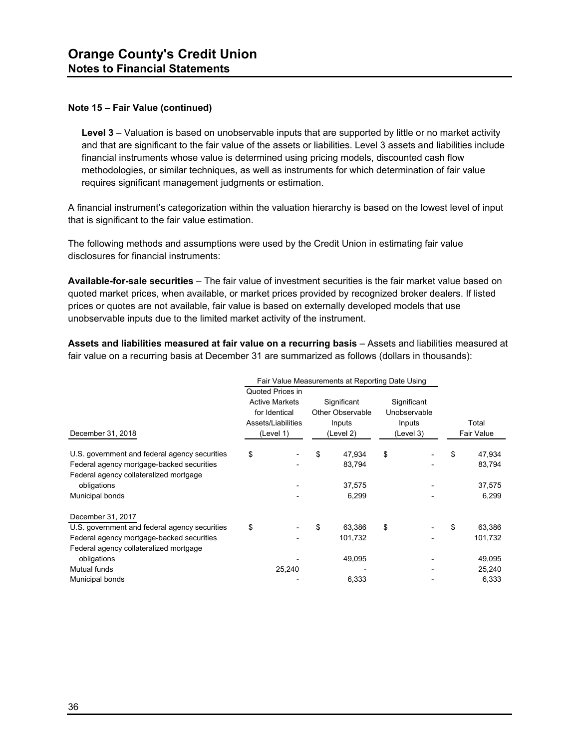## Note 15 – Fair Value (continued)

**Level 3** – Valuation is based on unobservable inputs that are supported by little or no market activity and that are significant to the fair value of the assets or liabilities. Level 3 assets and liabilities include financial instruments whose value is determined using pricing models, discounted cash flow methodologies, or similar techniques, as well as instruments for which determination of fair value requires significant management judgments or estimation.

A financial instrument's categorization within the valuation hierarchy is based on the lowest level of input that is significant to the fair value estimation.

The following methods and assumptions were used by the Credit Union in estimating fair value disclosures for financial instruments:

**Available-for-sale securities** – The fair value of investment securities is the fair market value based on quoted market prices, when available, or market prices provided by recognized broker dealers. If listed prices or quotes are not available, fair value is based on externally developed models that use unobservable inputs due to the limited market activity of the instrument.

**Assets and liabilities measured at fair value on a recurring basis** – Assets and liabilities measured at fair value on a recurring basis at December 31 are summarized as follows (dollars in thousands):

| | Fair Value Measurements at Reporting Date Using | | | |
|---|---|---|---|---|
| December 31, 2018 | Quoted Prices in Active Markets for Identical Assets/Liabilities (Level 1) | Significant Other Observable Inputs (Level 2) | Significant Unobservable Inputs (Level 3) | Total Fair Value |
| U.S. government and federal agency securities | $ - | $ 47,934 | $ - | $ 47,934 |
| Federal agency mortgage-backed securities | - | 83,794 | - | 83,794 |
| Federal agency collateralized mortgage obligations | - | 37,575 | - | 37,575 |
| Municipal bonds | - | 6,299 | - | 6,299 |
| **December 31, 2017** | | | | |
| U.S. government and federal agency securities | $ - | $ 63,386 | $ - | $ 63,386 |
| Federal agency mortgage-backed securities | - | 101,732 | - | 101,732 |
| Federal agency collateralized mortgage obligations | - | 49,095 | - | 49,095 |
| Mutual funds | 25,240 | - | - | 25,240 |
| Municipal bonds | - | 6,333 | - | 6,333 |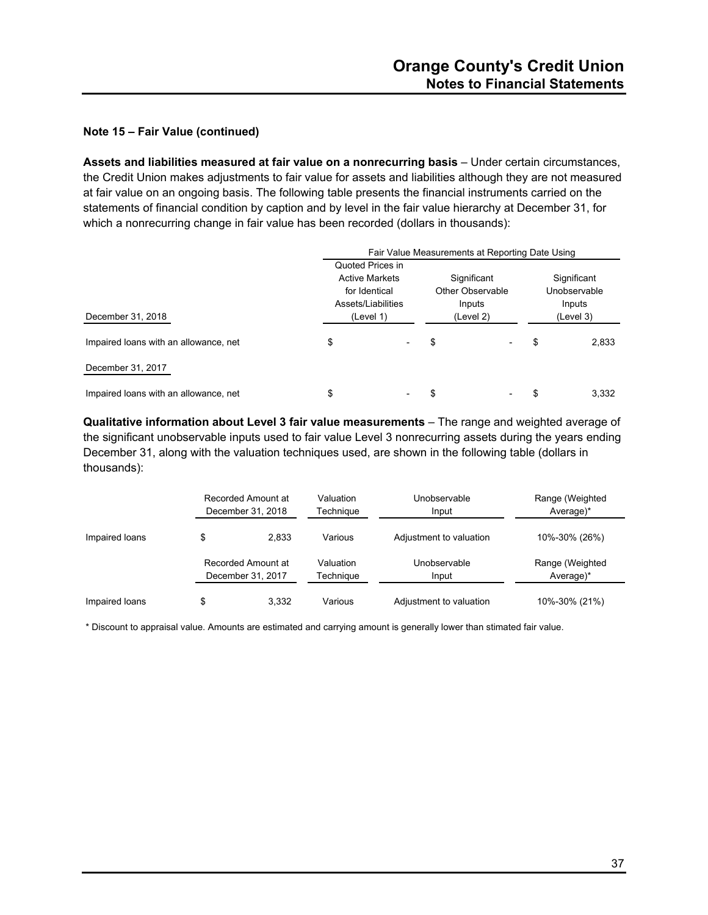**Note 15 – Fair Value (continued)**

**Assets and liabilities measured at fair value on a nonrecurring basis** – Under certain circumstances, the Credit Union makes adjustments to fair value for assets and liabilities although they are not measured at fair value on an ongoing basis. The following table presents the financial instruments carried on the statements of financial condition by caption and by level in the fair value hierarchy at December 31, for which a nonrecurring change in fair value has been recorded (dollars in thousands):

| | Fair Value Measurements at Reporting Date Using | | |
|---|---|---|---|
| December 31, 2018 | Quoted Prices in Active Markets for Identical Assets/Liabilities (Level 1) | Significant Other Observable Inputs (Level 2) | Significant Unobservable Inputs (Level 3) |
| Impaired loans with an allowance, net | $ - | $ - | $ 2,833 |
| December 31, 2017 | | | |
| Impaired loans with an allowance, net | $ - | $ - | $ 3,332 |

**Qualitative information about Level 3 fair value measurements** – The range and weighted average of the significant unobservable inputs used to fair value Level 3 nonrecurring assets during the years ending December 31, along with the valuation techniques used, are shown in the following table (dollars in thousands):

| | Recorded Amount at December 31, 2018 | Valuation Technique | Unobservable Input | Range (Weighted Average)* |
|---|---|---|---|---|
| Impaired loans | $ 2,833 | Various | Adjustment to valuation | 10%-30% (26%) |
| | **Recorded Amount at December 31, 2017** | **Valuation Technique** | **Unobservable Input** | **Range (Weighted Average)*** |
| Impaired loans | $ 3,332 | Various | Adjustment to valuation | 10%-30% (21%) |

* Discount to appraisal value. Amounts are estimated and carrying amount is generally lower than stimated fair value.